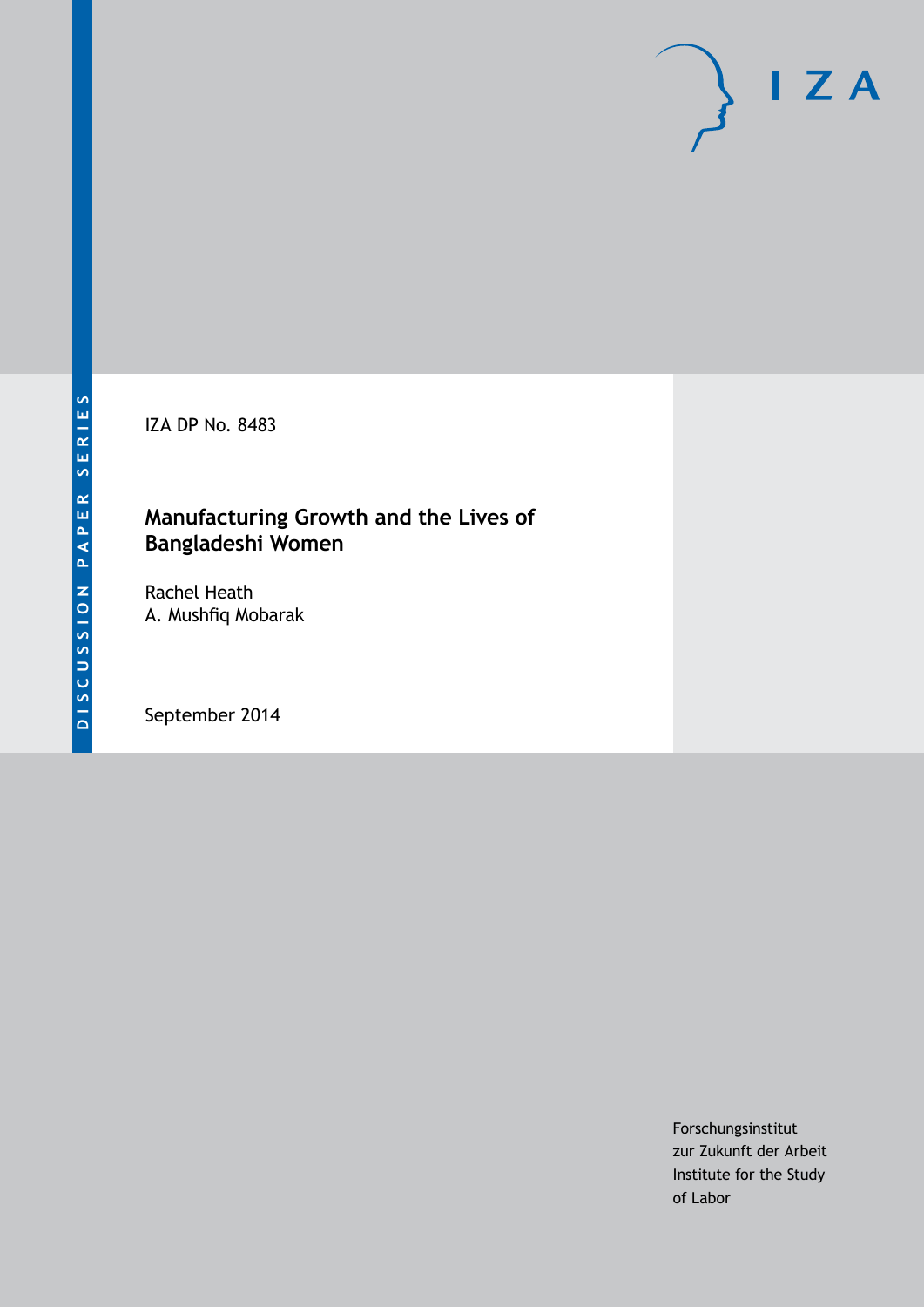DISCUSSION PAPER SERIES

IZA DP No. 8483

# Manufacturing Growth and the Lives of Bangladeshi Women

Rachel Heath
A. Mushfiq Mobarak

September 2014

Forschungsinstitut
zur Zukunft der Arbeit
Institute for the Study
of Labor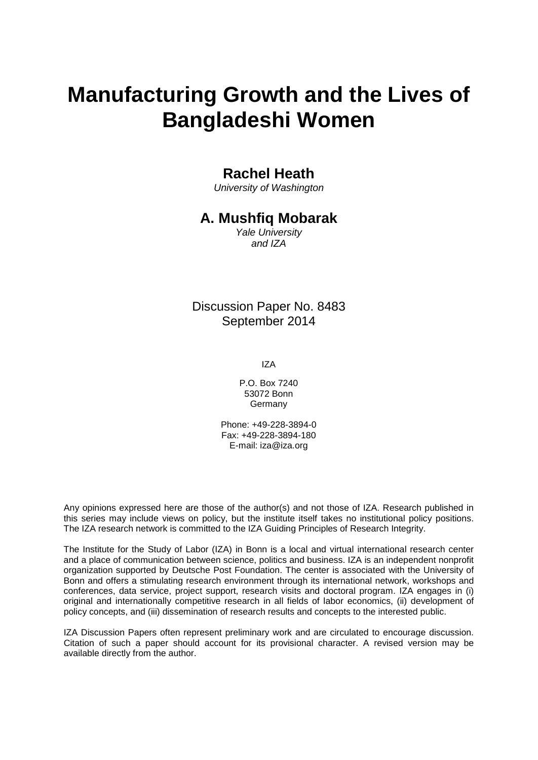# Manufacturing Growth and the Lives of Bangladeshi Women

**Rachel Heath**
*University of Washington*

**A. Mushfiq Mobarak**
*Yale University and IZA*

Discussion Paper No. 8483
September 2014

IZA

P.O. Box 7240
53072 Bonn
Germany

Phone: +49-228-3894-0
Fax: +49-228-3894-180
E-mail: iza@iza.org

Any opinions expressed here are those of the author(s) and not those of IZA. Research published in this series may include views on policy, but the institute itself takes no institutional policy positions. The IZA research network is committed to the IZA Guiding Principles of Research Integrity.

The Institute for the Study of Labor (IZA) in Bonn is a local and virtual international research center and a place of communication between science, politics and business. IZA is an independent nonprofit organization supported by Deutsche Post Foundation. The center is associated with the University of Bonn and offers a stimulating research environment through its international network, workshops and conferences, data service, project support, research visits and doctoral program. IZA engages in (i) original and internationally competitive research in all fields of labor economics, (ii) development of policy concepts, and (iii) dissemination of research results and concepts to the interested public.

IZA Discussion Papers often represent preliminary work and are circulated to encourage discussion. Citation of such a paper should account for its provisional character. A revised version may be available directly from the author.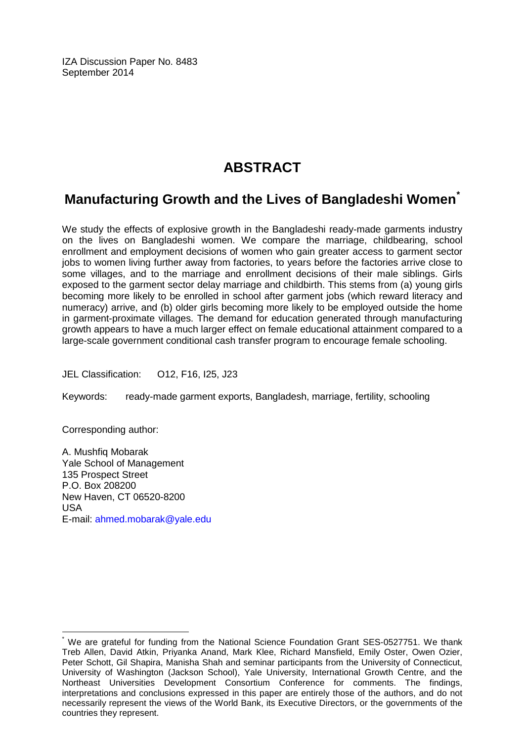IZA Discussion Paper No. 8483
September 2014

# ABSTRACT

## Manufacturing Growth and the Lives of Bangladeshi Women[*]

We study the effects of explosive growth in the Bangladeshi ready-made garments industry on the lives on Bangladeshi women. We compare the marriage, childbearing, school enrollment and employment decisions of women who gain greater access to garment sector jobs to women living further away from factories, to years before the factories arrive close to some villages, and to the marriage and enrollment decisions of their male siblings. Girls exposed to the garment sector delay marriage and childbirth. This stems from (a) young girls becoming more likely to be enrolled in school after garment jobs (which reward literacy and numeracy) arrive, and (b) older girls becoming more likely to be employed outside the home in garment-proximate villages. The demand for education generated through manufacturing growth appears to have a much larger effect on female educational attainment compared to a large-scale government conditional cash transfer program to encourage female schooling.

JEL Classification: O12, F16, I25, J23

Keywords: ready-made garment exports, Bangladesh, marriage, fertility, schooling

Corresponding author:

A. Mushfiq Mobarak
Yale School of Management
135 Prospect Street
P.O. Box 208200
New Haven, CT 06520-8200
USA
E-mail: ahmed.mobarak@yale.edu

[*] We are grateful for funding from the National Science Foundation Grant SES-0527751. We thank Treb Allen, David Atkin, Priyanka Anand, Mark Klee, Richard Mansfield, Emily Oster, Owen Ozier, Peter Schott, Gil Shapira, Manisha Shah and seminar participants from the University of Connecticut, University of Washington (Jackson School), Yale University, International Growth Centre, and the Northeast Universities Development Consortium Conference for comments. The findings, interpretations and conclusions expressed in this paper are entirely those of the authors, and do not necessarily represent the views of the World Bank, its Executive Directors, or the governments of the countries they represent.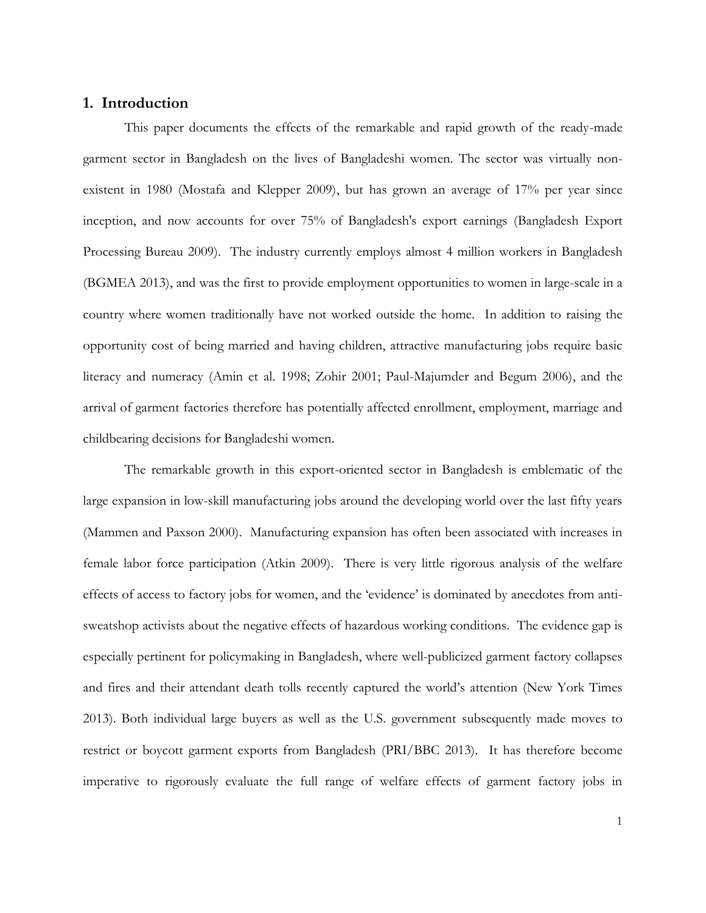## 1. Introduction

This paper documents the effects of the remarkable and rapid growth of the ready-made garment sector in Bangladesh on the lives of Bangladeshi women. The sector was virtually non-existent in 1980 (Mostafa and Klepper 2009), but has grown an average of 17% per year since inception, and now accounts for over 75% of Bangladesh's export earnings (Bangladesh Export Processing Bureau 2009). The industry currently employs almost 4 million workers in Bangladesh (BGMEA 2013), and was the first to provide employment opportunities to women in large-scale in a country where women traditionally have not worked outside the home. In addition to raising the opportunity cost of being married and having children, attractive manufacturing jobs require basic literacy and numeracy (Amin et al. 1998; Zohir 2001; Paul-Majumder and Begum 2006), and the arrival of garment factories therefore has potentially affected enrollment, employment, marriage and childbearing decisions for Bangladeshi women.

The remarkable growth in this export-oriented sector in Bangladesh is emblematic of the large expansion in low-skill manufacturing jobs around the developing world over the last fifty years (Mammen and Paxson 2000). Manufacturing expansion has often been associated with increases in female labor force participation (Atkin 2009). There is very little rigorous analysis of the welfare effects of access to factory jobs for women, and the 'evidence' is dominated by anecdotes from anti-sweatshop activists about the negative effects of hazardous working conditions. The evidence gap is especially pertinent for policymaking in Bangladesh, where well-publicized garment factory collapses and fires and their attendant death tolls recently captured the world's attention (New York Times 2013). Both individual large buyers as well as the U.S. government subsequently made moves to restrict or boycott garment exports from Bangladesh (PRI/BBC 2013). It has therefore become imperative to rigorously evaluate the full range of welfare effects of garment factory jobs in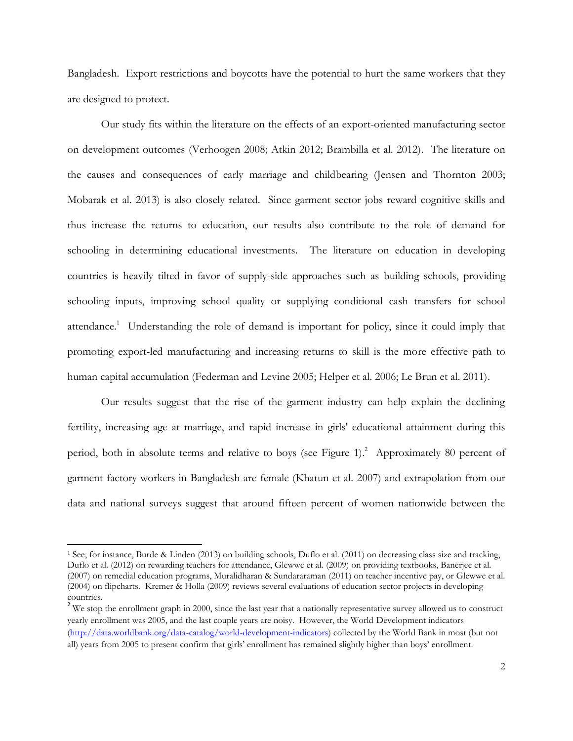Bangladesh. Export restrictions and boycotts have the potential to hurt the same workers that they are designed to protect.

Our study fits within the literature on the effects of an export-oriented manufacturing sector on development outcomes (Verhoogen 2008; Atkin 2012; Brambilla et al. 2012). The literature on the causes and consequences of early marriage and childbearing (Jensen and Thornton 2003; Mobarak et al. 2013) is also closely related. Since garment sector jobs reward cognitive skills and thus increase the returns to education, our results also contribute to the role of demand for schooling in determining educational investments. The literature on education in developing countries is heavily tilted in favor of supply-side approaches such as building schools, providing schooling inputs, improving school quality or supplying conditional cash transfers for school attendance.[1] Understanding the role of demand is important for policy, since it could imply that promoting export-led manufacturing and increasing returns to skill is the more effective path to human capital accumulation (Federman and Levine 2005; Helper et al. 2006; Le Brun et al. 2011).

Our results suggest that the rise of the garment industry can help explain the declining fertility, increasing age at marriage, and rapid increase in girls' educational attainment during this period, both in absolute terms and relative to boys (see Figure 1).[2] Approximately 80 percent of garment factory workers in Bangladesh are female (Khatun et al. 2007) and extrapolation from our data and national surveys suggest that around fifteen percent of women nationwide between the

---

[1] See, for instance, Burde & Linden (2013) on building schools, Duflo et al. (2011) on decreasing class size and tracking, Duflo et al. (2012) on rewarding teachers for attendance, Glewwe et al. (2009) on providing textbooks, Banerjee et al. (2007) on remedial education programs, Muralidharan & Sundararaman (2011) on teacher incentive pay, or Glewwe et al. (2004) on flipcharts. Kremer & Holla (2009) reviews several evaluations of education sector projects in developing countries.

[2] We stop the enrollment graph in 2000, since the last year that a nationally representative survey allowed us to construct yearly enrollment was 2005, and the last couple years are noisy. However, the World Development indicators (http://data.worldbank.org/data-catalog/world-development-indicators) collected by the World Bank in most (but not all) years from 2005 to present confirm that girls' enrollment has remained slightly higher than boys' enrollment.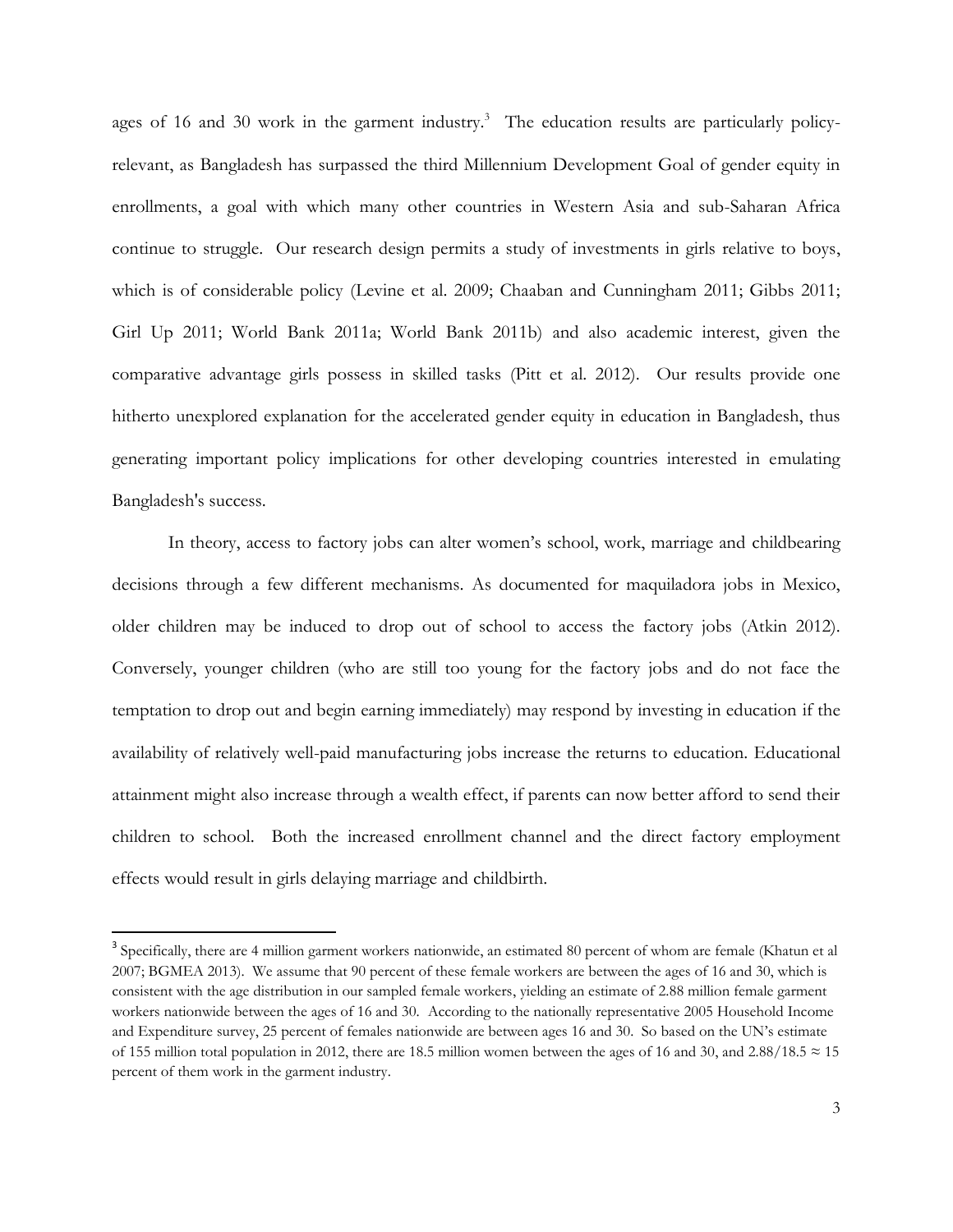ages of 16 and 30 work in the garment industry.[3] The education results are particularly policy-relevant, as Bangladesh has surpassed the third Millennium Development Goal of gender equity in enrollments, a goal with which many other countries in Western Asia and sub-Saharan Africa continue to struggle. Our research design permits a study of investments in girls relative to boys, which is of considerable policy (Levine et al. 2009; Chaaban and Cunningham 2011; Gibbs 2011; Girl Up 2011; World Bank 2011a; World Bank 2011b) and also academic interest, given the comparative advantage girls possess in skilled tasks (Pitt et al. 2012). Our results provide one hitherto unexplored explanation for the accelerated gender equity in education in Bangladesh, thus generating important policy implications for other developing countries interested in emulating Bangladesh's success.

In theory, access to factory jobs can alter women's school, work, marriage and childbearing decisions through a few different mechanisms. As documented for maquiladora jobs in Mexico, older children may be induced to drop out of school to access the factory jobs (Atkin 2012). Conversely, younger children (who are still too young for the factory jobs and do not face the temptation to drop out and begin earning immediately) may respond by investing in education if the availability of relatively well-paid manufacturing jobs increase the returns to education. Educational attainment might also increase through a wealth effect, if parents can now better afford to send their children to school. Both the increased enrollment channel and the direct factory employment effects would result in girls delaying marriage and childbirth.

[3] Specifically, there are 4 million garment workers nationwide, an estimated 80 percent of whom are female (Khatun et al 2007; BGMEA 2013). We assume that 90 percent of these female workers are between the ages of 16 and 30, which is consistent with the age distribution in our sampled female workers, yielding an estimate of 2.88 million female garment workers nationwide between the ages of 16 and 30. According to the nationally representative 2005 Household Income and Expenditure survey, 25 percent of females nationwide are between ages 16 and 30. So based on the UN's estimate of 155 million total population in 2012, there are 18.5 million women between the ages of 16 and 30, and $2.88/18.5 \approx 15$ percent of them work in the garment industry.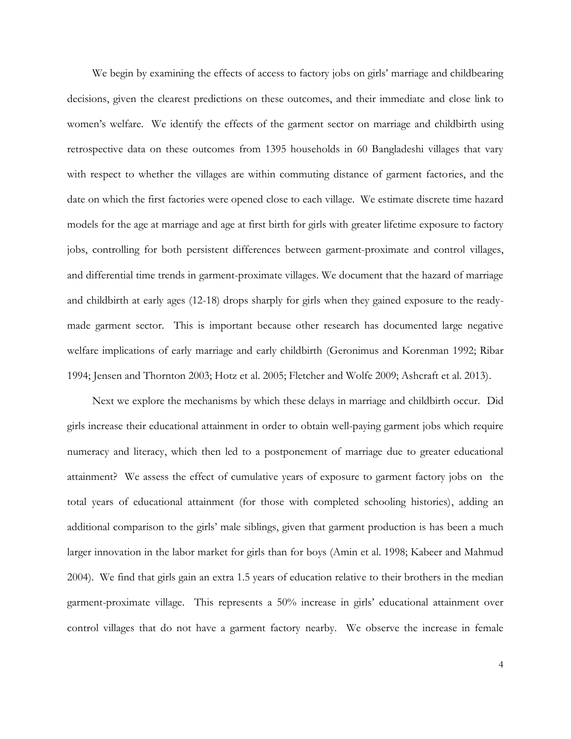We begin by examining the effects of access to factory jobs on girls' marriage and childbearing decisions, given the clearest predictions on these outcomes, and their immediate and close link to women's welfare. We identify the effects of the garment sector on marriage and childbirth using retrospective data on these outcomes from 1395 households in 60 Bangladeshi villages that vary with respect to whether the villages are within commuting distance of garment factories, and the date on which the first factories were opened close to each village. We estimate discrete time hazard models for the age at marriage and age at first birth for girls with greater lifetime exposure to factory jobs, controlling for both persistent differences between garment-proximate and control villages, and differential time trends in garment-proximate villages. We document that the hazard of marriage and childbirth at early ages (12-18) drops sharply for girls when they gained exposure to the ready-made garment sector. This is important because other research has documented large negative welfare implications of early marriage and early childbirth (Geronimus and Korenman 1992; Ribar 1994; Jensen and Thornton 2003; Hotz et al. 2005; Fletcher and Wolfe 2009; Ashcraft et al. 2013).

Next we explore the mechanisms by which these delays in marriage and childbirth occur. Did girls increase their educational attainment in order to obtain well-paying garment jobs which require numeracy and literacy, which then led to a postponement of marriage due to greater educational attainment? We assess the effect of cumulative years of exposure to garment factory jobs on the total years of educational attainment (for those with completed schooling histories), adding an additional comparison to the girls' male siblings, given that garment production is has been a much larger innovation in the labor market for girls than for boys (Amin et al. 1998; Kabeer and Mahmud 2004). We find that girls gain an extra 1.5 years of education relative to their brothers in the median garment-proximate village. This represents a 50% increase in girls' educational attainment over control villages that do not have a garment factory nearby. We observe the increase in female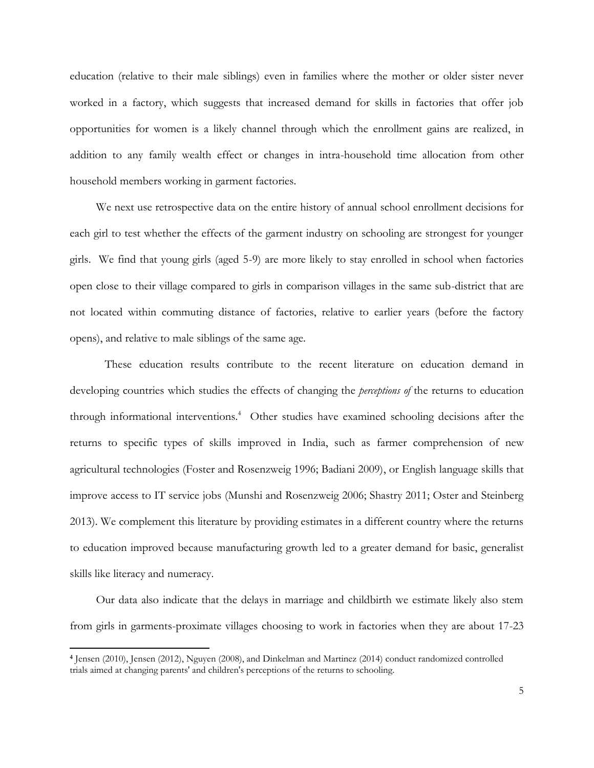education (relative to their male siblings) even in families where the mother or older sister never worked in a factory, which suggests that increased demand for skills in factories that offer job opportunities for women is a likely channel through which the enrollment gains are realized, in addition to any family wealth effect or changes in intra-household time allocation from other household members working in garment factories.

We next use retrospective data on the entire history of annual school enrollment decisions for each girl to test whether the effects of the garment industry on schooling are strongest for younger girls. We find that young girls (aged 5-9) are more likely to stay enrolled in school when factories open close to their village compared to girls in comparison villages in the same sub-district that are not located within commuting distance of factories, relative to earlier years (before the factory opens), and relative to male siblings of the same age.

These education results contribute to the recent literature on education demand in developing countries which studies the effects of changing the *perceptions of* the returns to education through informational interventions.[4] Other studies have examined schooling decisions after the returns to specific types of skills improved in India, such as farmer comprehension of new agricultural technologies (Foster and Rosenzweig 1996; Badiani 2009), or English language skills that improve access to IT service jobs (Munshi and Rosenzweig 2006; Shastry 2011; Oster and Steinberg 2013). We complement this literature by providing estimates in a different country where the returns to education improved because manufacturing growth led to a greater demand for basic, generalist skills like literacy and numeracy.

Our data also indicate that the delays in marriage and childbirth we estimate likely also stem from girls in garments-proximate villages choosing to work in factories when they are about 17-23

[4] Jensen (2010), Jensen (2012), Nguyen (2008), and Dinkelman and Martinez (2014) conduct randomized controlled trials aimed at changing parents' and children's perceptions of the returns to schooling.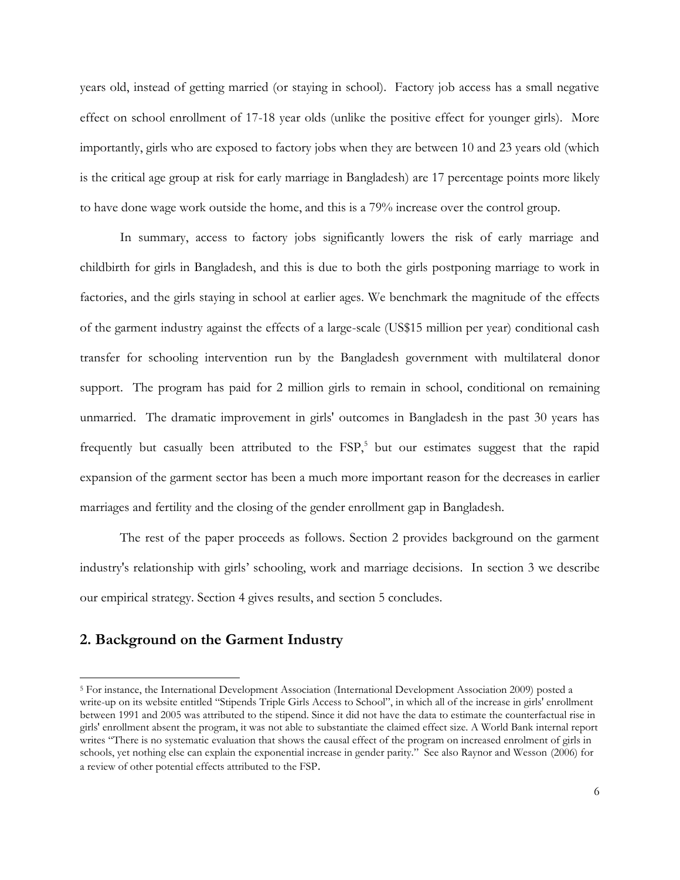years old, instead of getting married (or staying in school). Factory job access has a small negative effect on school enrollment of 17-18 year olds (unlike the positive effect for younger girls). More importantly, girls who are exposed to factory jobs when they are between 10 and 23 years old (which is the critical age group at risk for early marriage in Bangladesh) are 17 percentage points more likely to have done wage work outside the home, and this is a 79% increase over the control group.

In summary, access to factory jobs significantly lowers the risk of early marriage and childbirth for girls in Bangladesh, and this is due to both the girls postponing marriage to work in factories, and the girls staying in school at earlier ages. We benchmark the magnitude of the effects of the garment industry against the effects of a large-scale (US$15 million per year) conditional cash transfer for schooling intervention run by the Bangladesh government with multilateral donor support. The program has paid for 2 million girls to remain in school, conditional on remaining unmarried. The dramatic improvement in girls' outcomes in Bangladesh in the past 30 years has frequently but casually been attributed to the FSP,[5] but our estimates suggest that the rapid expansion of the garment sector has been a much more important reason for the decreases in earlier marriages and fertility and the closing of the gender enrollment gap in Bangladesh.

The rest of the paper proceeds as follows. Section 2 provides background on the garment industry's relationship with girls' schooling, work and marriage decisions. In section 3 we describe our empirical strategy. Section 4 gives results, and section 5 concludes.

## 2. Background on the Garment Industry

[5] For instance, the International Development Association (International Development Association 2009) posted a write-up on its website entitled "Stipends Triple Girls Access to School", in which all of the increase in girls' enrollment between 1991 and 2005 was attributed to the stipend. Since it did not have the data to estimate the counterfactual rise in girls' enrollment absent the program, it was not able to substantiate the claimed effect size. A World Bank internal report writes "There is no systematic evaluation that shows the causal effect of the program on increased enrolment of girls in schools, yet nothing else can explain the exponential increase in gender parity." See also Raynor and Wesson (2006) for a review of other potential effects attributed to the FSP.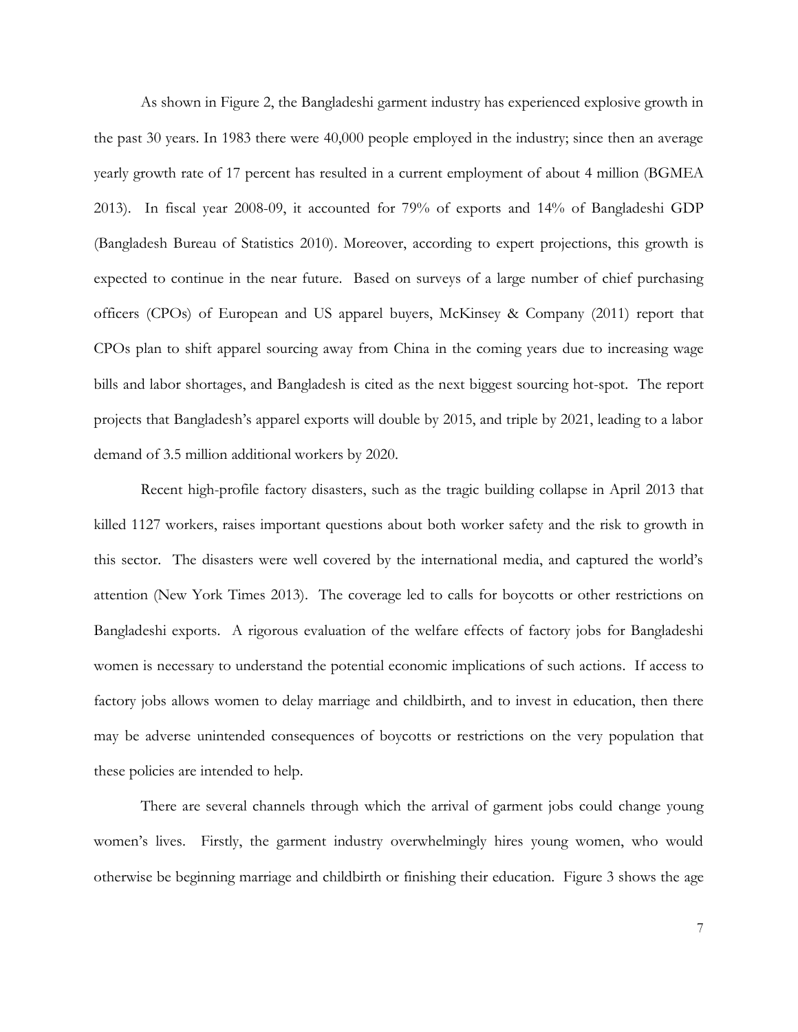As shown in Figure 2, the Bangladeshi garment industry has experienced explosive growth in the past 30 years. In 1983 there were 40,000 people employed in the industry; since then an average yearly growth rate of 17 percent has resulted in a current employment of about 4 million (BGMEA 2013). In fiscal year 2008-09, it accounted for 79% of exports and 14% of Bangladeshi GDP (Bangladesh Bureau of Statistics 2010). Moreover, according to expert projections, this growth is expected to continue in the near future. Based on surveys of a large number of chief purchasing officers (CPOs) of European and US apparel buyers, McKinsey & Company (2011) report that CPOs plan to shift apparel sourcing away from China in the coming years due to increasing wage bills and labor shortages, and Bangladesh is cited as the next biggest sourcing hot-spot. The report projects that Bangladesh's apparel exports will double by 2015, and triple by 2021, leading to a labor demand of 3.5 million additional workers by 2020.

Recent high-profile factory disasters, such as the tragic building collapse in April 2013 that killed 1127 workers, raises important questions about both worker safety and the risk to growth in this sector. The disasters were well covered by the international media, and captured the world's attention (New York Times 2013). The coverage led to calls for boycotts or other restrictions on Bangladeshi exports. A rigorous evaluation of the welfare effects of factory jobs for Bangladeshi women is necessary to understand the potential economic implications of such actions. If access to factory jobs allows women to delay marriage and childbirth, and to invest in education, then there may be adverse unintended consequences of boycotts or restrictions on the very population that these policies are intended to help.

There are several channels through which the arrival of garment jobs could change young women's lives. Firstly, the garment industry overwhelmingly hires young women, who would otherwise be beginning marriage and childbirth or finishing their education. Figure 3 shows the age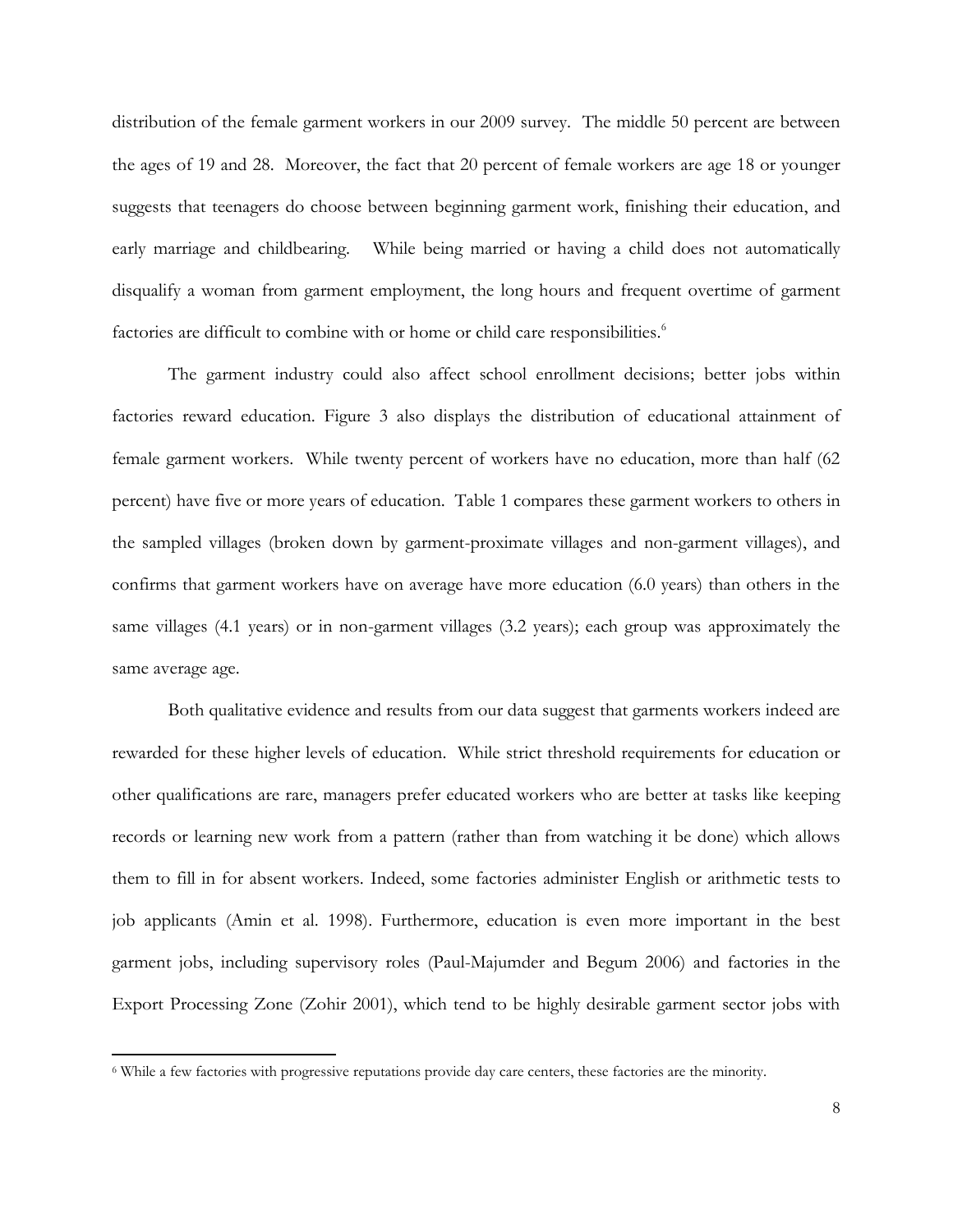distribution of the female garment workers in our 2009 survey. The middle 50 percent are between the ages of 19 and 28. Moreover, the fact that 20 percent of female workers are age 18 or younger suggests that teenagers do choose between beginning garment work, finishing their education, and early marriage and childbearing. While being married or having a child does not automatically disqualify a woman from garment employment, the long hours and frequent overtime of garment factories are difficult to combine with or home or child care responsibilities.[6]

The garment industry could also affect school enrollment decisions; better jobs within factories reward education. Figure 3 also displays the distribution of educational attainment of female garment workers. While twenty percent of workers have no education, more than half (62 percent) have five or more years of education. Table 1 compares these garment workers to others in the sampled villages (broken down by garment-proximate villages and non-garment villages), and confirms that garment workers have on average have more education (6.0 years) than others in the same villages (4.1 years) or in non-garment villages (3.2 years); each group was approximately the same average age.

Both qualitative evidence and results from our data suggest that garments workers indeed are rewarded for these higher levels of education. While strict threshold requirements for education or other qualifications are rare, managers prefer educated workers who are better at tasks like keeping records or learning new work from a pattern (rather than from watching it be done) which allows them to fill in for absent workers. Indeed, some factories administer English or arithmetic tests to job applicants (Amin et al. 1998). Furthermore, education is even more important in the best garment jobs, including supervisory roles (Paul-Majumder and Begum 2006) and factories in the Export Processing Zone (Zohir 2001), which tend to be highly desirable garment sector jobs with

[6] While a few factories with progressive reputations provide day care centers, these factories are the minority.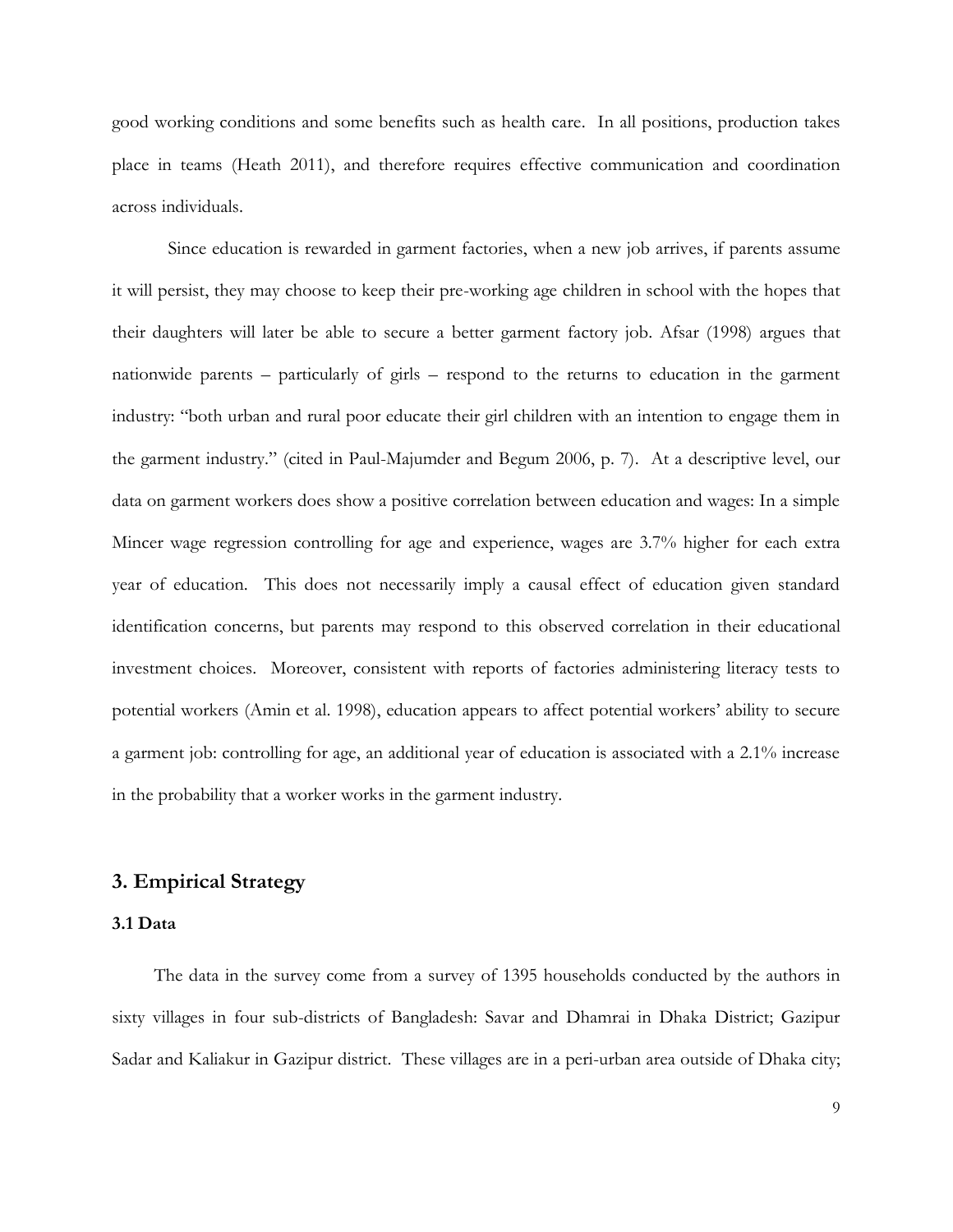good working conditions and some benefits such as health care. In all positions, production takes place in teams (Heath 2011), and therefore requires effective communication and coordination across individuals.

Since education is rewarded in garment factories, when a new job arrives, if parents assume it will persist, they may choose to keep their pre-working age children in school with the hopes that their daughters will later be able to secure a better garment factory job. Afsar (1998) argues that nationwide parents – particularly of girls – respond to the returns to education in the garment industry: "both urban and rural poor educate their girl children with an intention to engage them in the garment industry." (cited in Paul-Majumder and Begum 2006, p. 7). At a descriptive level, our data on garment workers does show a positive correlation between education and wages: In a simple Mincer wage regression controlling for age and experience, wages are 3.7% higher for each extra year of education. This does not necessarily imply a causal effect of education given standard identification concerns, but parents may respond to this observed correlation in their educational investment choices. Moreover, consistent with reports of factories administering literacy tests to potential workers (Amin et al. 1998), education appears to affect potential workers' ability to secure a garment job: controlling for age, an additional year of education is associated with a 2.1% increase in the probability that a worker works in the garment industry.

## 3. Empirical Strategy

### 3.1 Data

The data in the survey come from a survey of 1395 households conducted by the authors in sixty villages in four sub-districts of Bangladesh: Savar and Dhamrai in Dhaka District; Gazipur Sadar and Kaliakur in Gazipur district. These villages are in a peri-urban area outside of Dhaka city;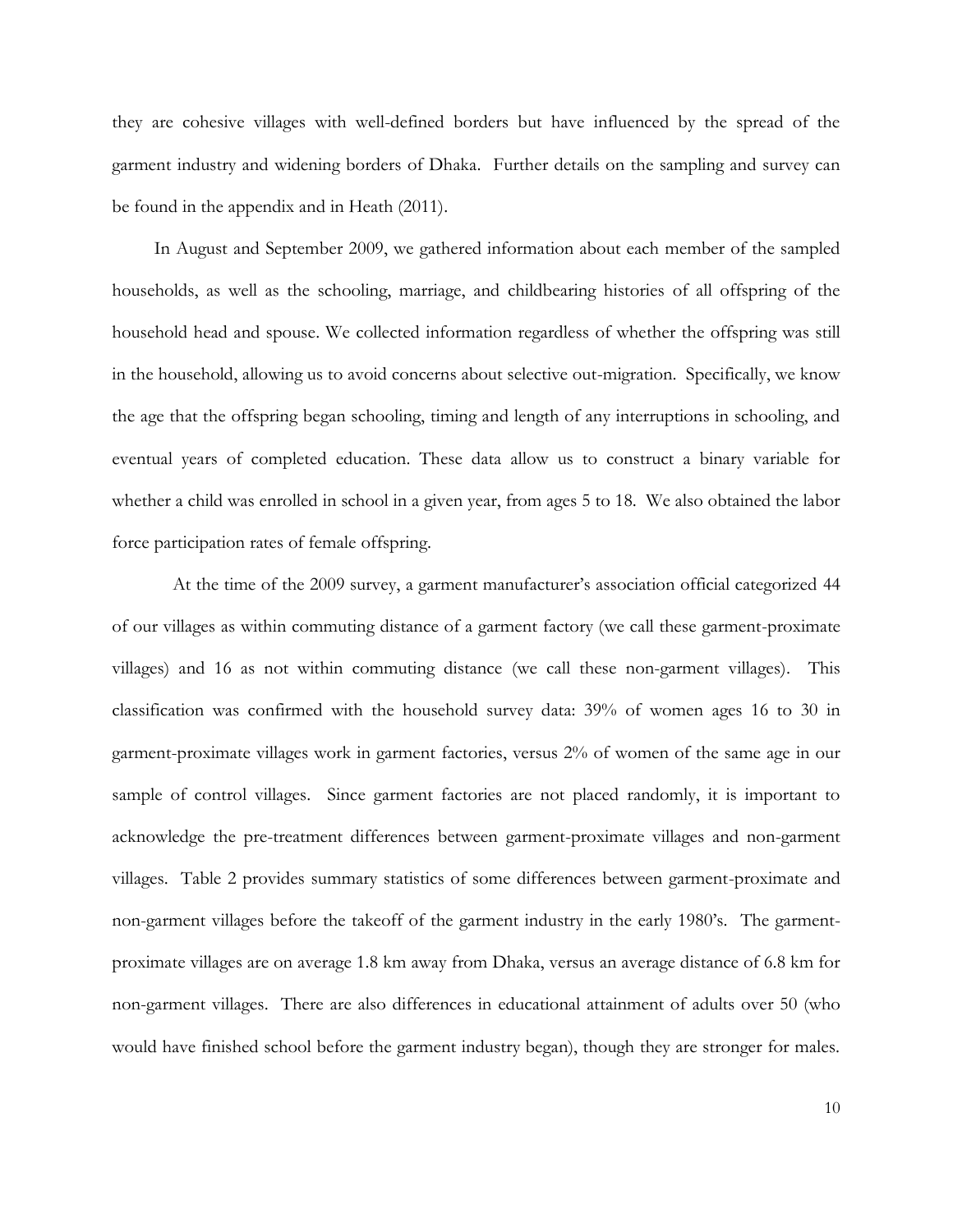they are cohesive villages with well-defined borders but have influenced by the spread of the garment industry and widening borders of Dhaka. Further details on the sampling and survey can be found in the appendix and in Heath (2011).

In August and September 2009, we gathered information about each member of the sampled households, as well as the schooling, marriage, and childbearing histories of all offspring of the household head and spouse. We collected information regardless of whether the offspring was still in the household, allowing us to avoid concerns about selective out-migration. Specifically, we know the age that the offspring began schooling, timing and length of any interruptions in schooling, and eventual years of completed education. These data allow us to construct a binary variable for whether a child was enrolled in school in a given year, from ages 5 to 18. We also obtained the labor force participation rates of female offspring.

At the time of the 2009 survey, a garment manufacturer's association official categorized 44 of our villages as within commuting distance of a garment factory (we call these garment-proximate villages) and 16 as not within commuting distance (we call these non-garment villages). This classification was confirmed with the household survey data: 39% of women ages 16 to 30 in garment-proximate villages work in garment factories, versus 2% of women of the same age in our sample of control villages. Since garment factories are not placed randomly, it is important to acknowledge the pre-treatment differences between garment-proximate villages and non-garment villages. Table 2 provides summary statistics of some differences between garment-proximate and non-garment villages before the takeoff of the garment industry in the early 1980's. The garment-proximate villages are on average 1.8 km away from Dhaka, versus an average distance of 6.8 km for non-garment villages. There are also differences in educational attainment of adults over 50 (who would have finished school before the garment industry began), though they are stronger for males.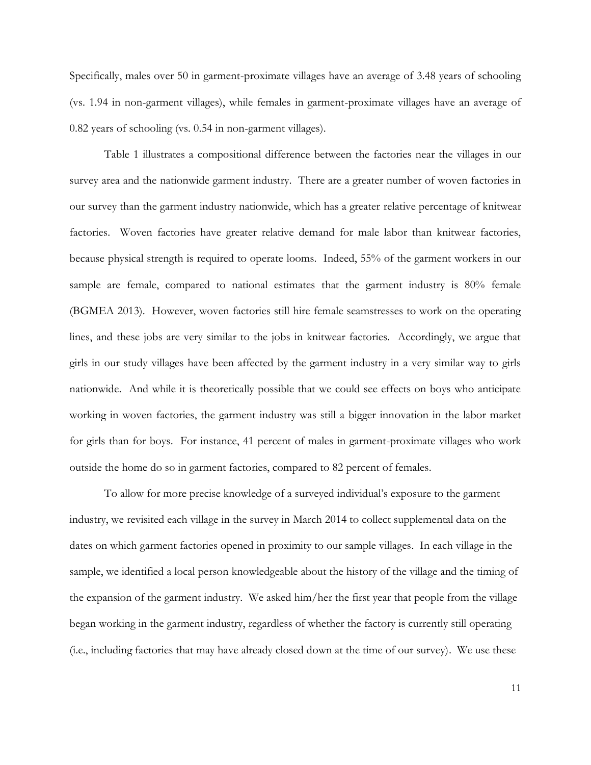Specifically, males over 50 in garment-proximate villages have an average of 3.48 years of schooling (vs. 1.94 in non-garment villages), while females in garment-proximate villages have an average of 0.82 years of schooling (vs. 0.54 in non-garment villages).

Table 1 illustrates a compositional difference between the factories near the villages in our survey area and the nationwide garment industry. There are a greater number of woven factories in our survey than the garment industry nationwide, which has a greater relative percentage of knitwear factories. Woven factories have greater relative demand for male labor than knitwear factories, because physical strength is required to operate looms. Indeed, 55% of the garment workers in our sample are female, compared to national estimates that the garment industry is 80% female (BGMEA 2013). However, woven factories still hire female seamstresses to work on the operating lines, and these jobs are very similar to the jobs in knitwear factories. Accordingly, we argue that girls in our study villages have been affected by the garment industry in a very similar way to girls nationwide. And while it is theoretically possible that we could see effects on boys who anticipate working in woven factories, the garment industry was still a bigger innovation in the labor market for girls than for boys. For instance, 41 percent of males in garment-proximate villages who work outside the home do so in garment factories, compared to 82 percent of females.

To allow for more precise knowledge of a surveyed individual's exposure to the garment industry, we revisited each village in the survey in March 2014 to collect supplemental data on the dates on which garment factories opened in proximity to our sample villages. In each village in the sample, we identified a local person knowledgeable about the history of the village and the timing of the expansion of the garment industry. We asked him/her the first year that people from the village began working in the garment industry, regardless of whether the factory is currently still operating (i.e., including factories that may have already closed down at the time of our survey). We use these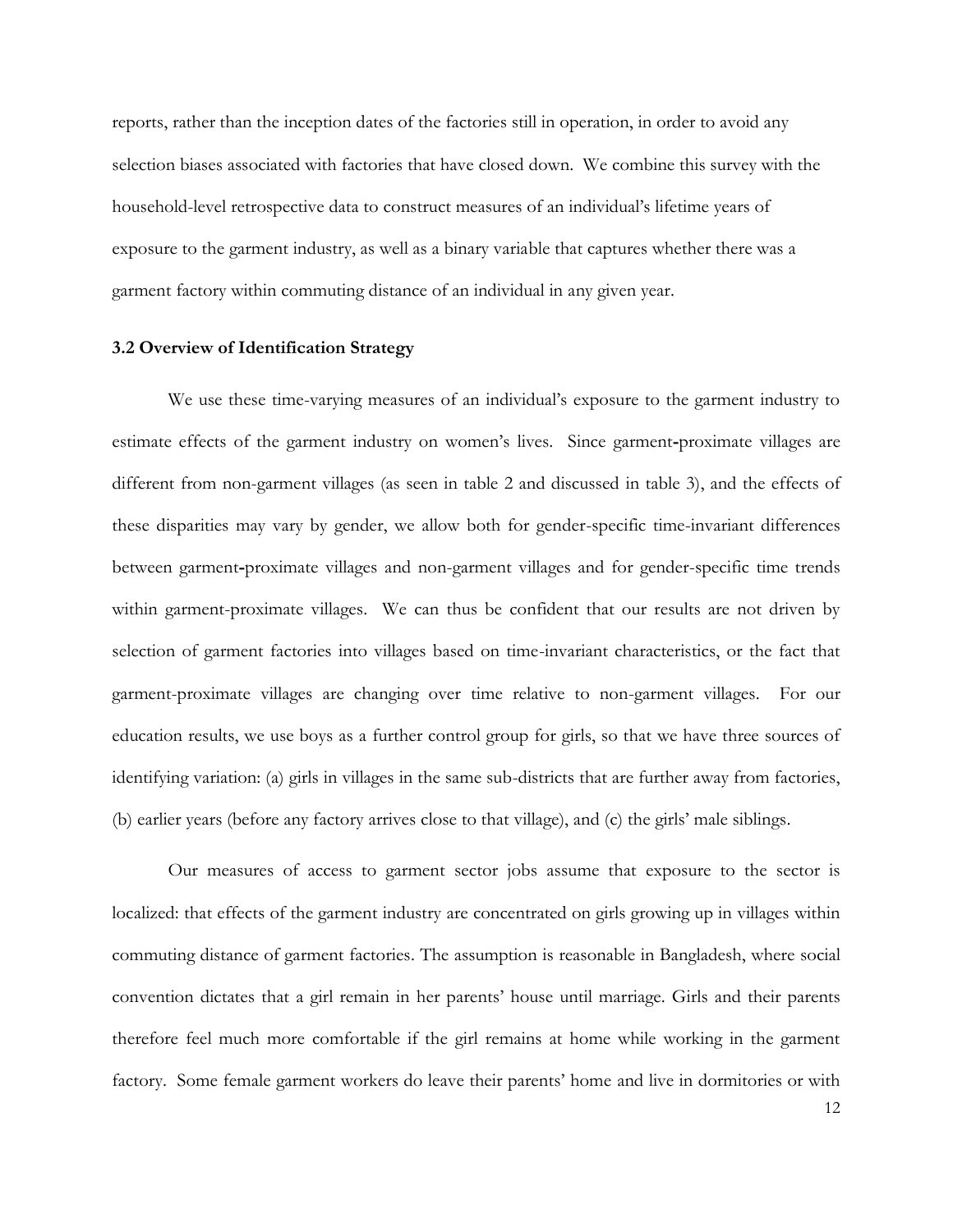reports, rather than the inception dates of the factories still in operation, in order to avoid any selection biases associated with factories that have closed down. We combine this survey with the household-level retrospective data to construct measures of an individual's lifetime years of exposure to the garment industry, as well as a binary variable that captures whether there was a garment factory within commuting distance of an individual in any given year.

### 3.2 Overview of Identification Strategy

We use these time-varying measures of an individual's exposure to the garment industry to estimate effects of the garment industry on women's lives. Since garment-proximate villages are different from non-garment villages (as seen in table 2 and discussed in table 3), and the effects of these disparities may vary by gender, we allow both for gender-specific time-invariant differences between garment-proximate villages and non-garment villages and for gender-specific time trends within garment-proximate villages. We can thus be confident that our results are not driven by selection of garment factories into villages based on time-invariant characteristics, or the fact that garment-proximate villages are changing over time relative to non-garment villages. For our education results, we use boys as a further control group for girls, so that we have three sources of identifying variation: (a) girls in villages in the same sub-districts that are further away from factories, (b) earlier years (before any factory arrives close to that village), and (c) the girls' male siblings.

Our measures of access to garment sector jobs assume that exposure to the sector is localized: that effects of the garment industry are concentrated on girls growing up in villages within commuting distance of garment factories. The assumption is reasonable in Bangladesh, where social convention dictates that a girl remain in her parents' house until marriage. Girls and their parents therefore feel much more comfortable if the girl remains at home while working in the garment factory. Some female garment workers do leave their parents' home and live in dormitories or with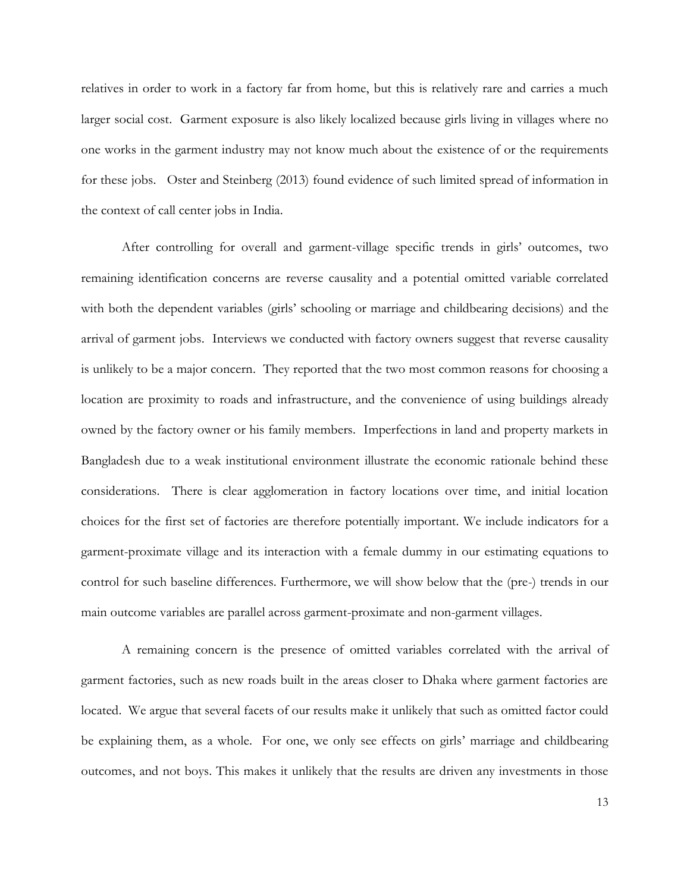relatives in order to work in a factory far from home, but this is relatively rare and carries a much larger social cost. Garment exposure is also likely localized because girls living in villages where no one works in the garment industry may not know much about the existence of or the requirements for these jobs. Oster and Steinberg (2013) found evidence of such limited spread of information in the context of call center jobs in India.

After controlling for overall and garment-village specific trends in girls' outcomes, two remaining identification concerns are reverse causality and a potential omitted variable correlated with both the dependent variables (girls' schooling or marriage and childbearing decisions) and the arrival of garment jobs. Interviews we conducted with factory owners suggest that reverse causality is unlikely to be a major concern. They reported that the two most common reasons for choosing a location are proximity to roads and infrastructure, and the convenience of using buildings already owned by the factory owner or his family members. Imperfections in land and property markets in Bangladesh due to a weak institutional environment illustrate the economic rationale behind these considerations. There is clear agglomeration in factory locations over time, and initial location choices for the first set of factories are therefore potentially important. We include indicators for a garment-proximate village and its interaction with a female dummy in our estimating equations to control for such baseline differences. Furthermore, we will show below that the (pre-) trends in our main outcome variables are parallel across garment-proximate and non-garment villages.

A remaining concern is the presence of omitted variables correlated with the arrival of garment factories, such as new roads built in the areas closer to Dhaka where garment factories are located. We argue that several facets of our results make it unlikely that such as omitted factor could be explaining them, as a whole. For one, we only see effects on girls' marriage and childbearing outcomes, and not boys. This makes it unlikely that the results are driven any investments in those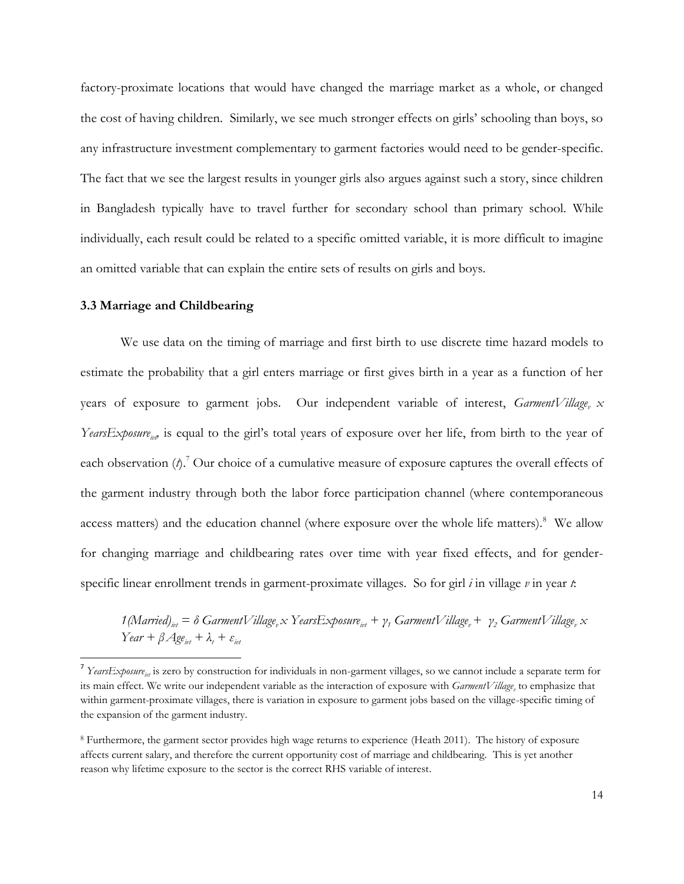factory-proximate locations that would have changed the marriage market as a whole, or changed the cost of having children. Similarly, we see much stronger effects on girls' schooling than boys, so any infrastructure investment complementary to garment factories would need to be gender-specific. The fact that we see the largest results in younger girls also argues against such a story, since children in Bangladesh typically have to travel further for secondary school than primary school. While individually, each result could be related to a specific omitted variable, it is more difficult to imagine an omitted variable that can explain the entire sets of results on girls and boys.

### 3.3 Marriage and Childbearing

We use data on the timing of marriage and first birth to use discrete time hazard models to estimate the probability that a girl enters marriage or first gives birth in a year as a function of her years of exposure to garment jobs. Our independent variable of interest, $GarmentVillage_v \times YearsExposure_{ivt}$, is equal to the girl's total years of exposure over her life, from birth to the year of each observation ($t$).[7] Our choice of a cumulative measure of exposure captures the overall effects of the garment industry through both the labor force participation channel (where contemporaneous access matters) and the education channel (where exposure over the whole life matters).[8] We allow for changing marriage and childbearing rates over time with year fixed effects, and for gender-specific linear enrollment trends in garment-proximate villages. So for girl $i$ in village $v$ in year $t$:

$$1(Married)_{ivt} = \delta\, GarmentVillage_v \times YearsExposure_{ivt} + \gamma_1\, GarmentVillage_v + \gamma_2\, GarmentVillage_v \times Year + \beta\, Age_{ivt} + \lambda_t + \varepsilon_{ivt}$$

[7] $YearsExposure_{ivt}$ is zero by construction for individuals in non-garment villages, so we cannot include a separate term for its main effect. We write our independent variable as the interaction of exposure with $GarmentVillage_v$ to emphasize that within garment-proximate villages, there is variation in exposure to garment jobs based on the village-specific timing of the expansion of the garment industry.

[8] Furthermore, the garment sector provides high wage returns to experience (Heath 2011). The history of exposure affects current salary, and therefore the current opportunity cost of marriage and childbearing. This is yet another reason why lifetime exposure to the sector is the correct RHS variable of interest.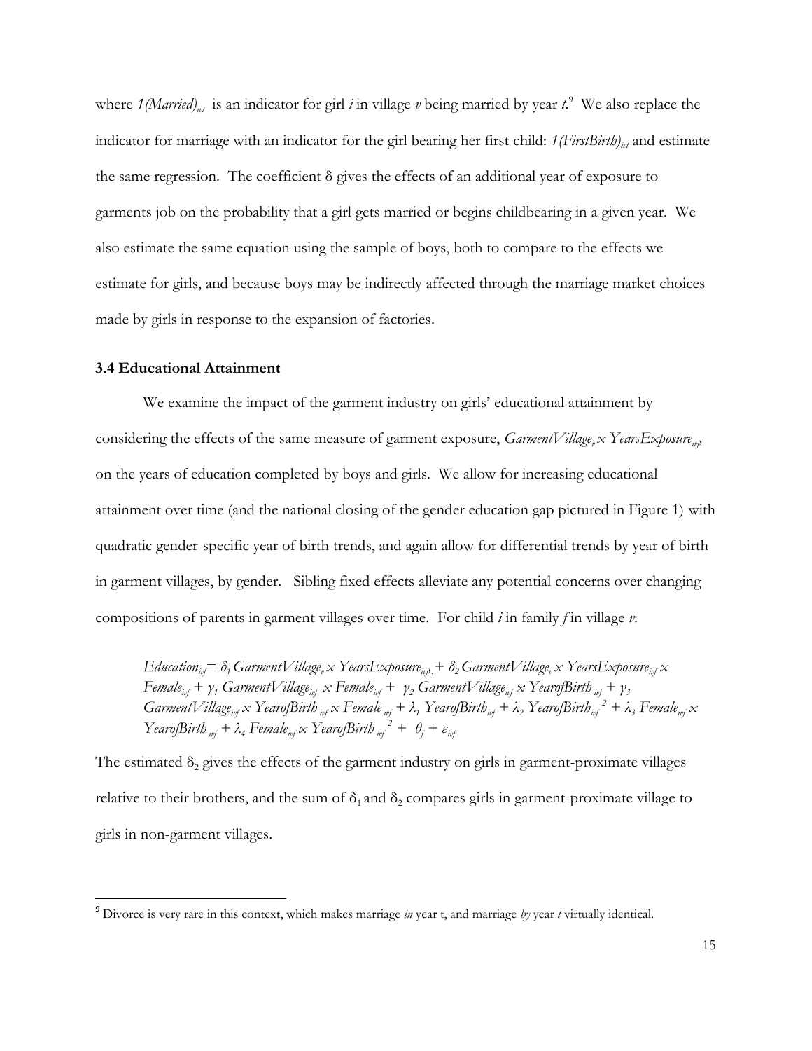where $1(Married)_{ivt}$ is an indicator for girl *i* in village *v* being married by year *t*.[9] We also replace the indicator for marriage with an indicator for the girl bearing her first child: $1(FirstBirth)_{ivt}$ and estimate the same regression. The coefficient δ gives the effects of an additional year of exposure to garments job on the probability that a girl gets married or begins childbearing in a given year. We also estimate the same equation using the sample of boys, both to compare to the effects we estimate for girls, and because boys may be indirectly affected through the marriage market choices made by girls in response to the expansion of factories.

### 3.4 Educational Attainment

We examine the impact of the garment industry on girls' educational attainment by considering the effects of the same measure of garment exposure, $GarmentVillage_v \times YearsExposure_{ivf}$, on the years of education completed by boys and girls. We allow for increasing educational attainment over time (and the national closing of the gender education gap pictured in Figure 1) with quadratic gender-specific year of birth trends, and again allow for differential trends by year of birth in garment villages, by gender. Sibling fixed effects alleviate any potential concerns over changing compositions of parents in garment villages over time. For child *i* in family *f* in village *v*:

$$Education_{ivf} = \delta_1 GarmentVillage_v \times YearsExposure_{ivf} + \delta_2 GarmentVillage_v \times YearsExposure_{ivf} \times Female_{ivf} + \gamma_1 GarmentVillage_{ivf} \times Female_{ivf} + \gamma_2 GarmentVillage_{ivf} \times YearofBirth_{ivf} + \gamma_3 GarmentVillage_{ivf} \times YearofBirth_{ivf} \times Female_{ivf} + \lambda_1 YearofBirth_{ivf} + \lambda_2 YearofBirth_{ivf}^{\;2} + \lambda_3 Female_{ivf} \times YearofBirth_{ivf} + \lambda_4 Female_{ivf} \times YearofBirth_{ivf}^{\;2} + \theta_f + \varepsilon_{ivf}$$

The estimated $\delta_2$ gives the effects of the garment industry on girls in garment-proximate villages relative to their brothers, and the sum of $\delta_1$ and $\delta_2$ compares girls in garment-proximate village to girls in non-garment villages.

[9] Divorce is very rare in this context, which makes marriage *in* year t, and marriage *by* year *t* virtually identical.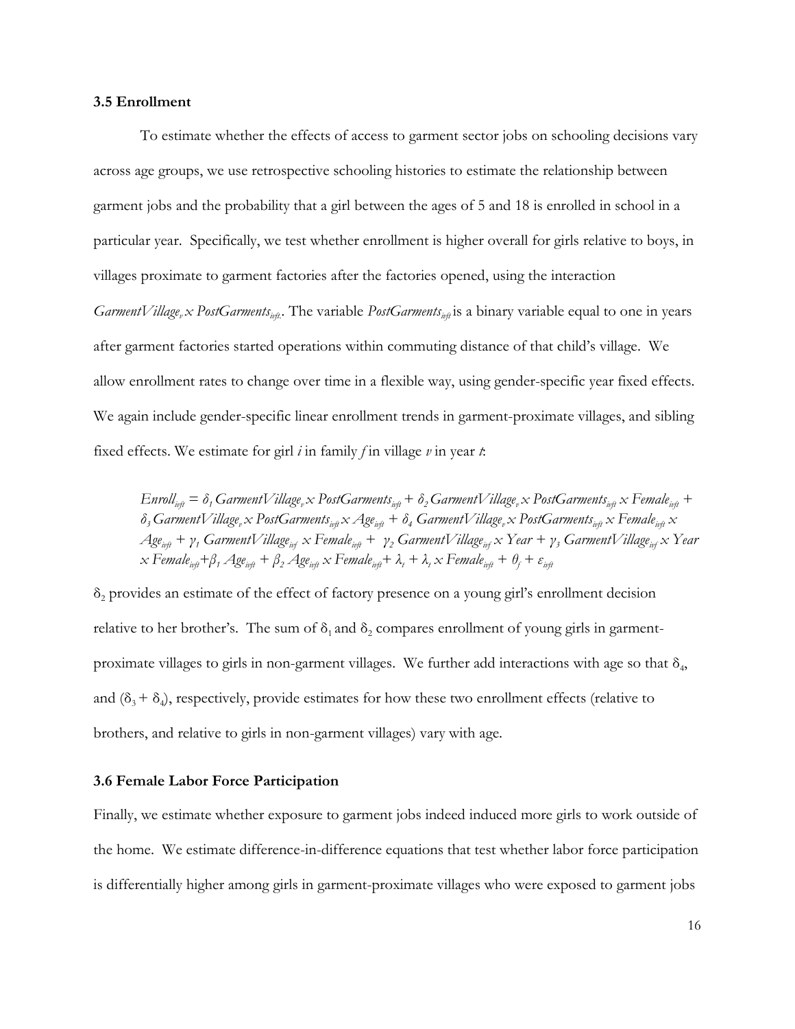### 3.5 Enrollment

To estimate whether the effects of access to garment sector jobs on schooling decisions vary across age groups, we use retrospective schooling histories to estimate the relationship between garment jobs and the probability that a girl between the ages of 5 and 18 is enrolled in school in a particular year. Specifically, we test whether enrollment is higher overall for girls relative to boys, in villages proximate to garment factories after the factories opened, using the interaction $GarmentVillage_v \times PostGarments_{ivft}$. The variable $PostGarments_{ivft}$ is a binary variable equal to one in years after garment factories started operations within commuting distance of that child's village. We allow enrollment rates to change over time in a flexible way, using gender-specific year fixed effects. We again include gender-specific linear enrollment trends in garment-proximate villages, and sibling fixed effects. We estimate for girl $i$ in family $f$ in village $v$ in year $t$:

$$Enroll_{ivft} = \delta_1 GarmentVillage_v \times PostGarments_{ivft} + \delta_2 GarmentVillage_v \times PostGarments_{ivft} \times Female_{ivft} + \delta_3 GarmentVillage_v \times PostGarments_{ivft} \times Age_{ivft} + \delta_4 GarmentVillage_v \times PostGarments_{ivft} \times Female_{ivft} \times Age_{ivft} + \gamma_1 GarmentVillage_{ivf} \times Female_{ivft} + \gamma_2 GarmentVillage_{ivf} \times Year + \gamma_3 GarmentVillage_{ivf} \times Year \times Female_{ivft} + \beta_1 Age_{ivft} + \beta_2 Age_{ivft} \times Female_{ivft} + \lambda_t + \lambda_t \times Female_{ivft} + \theta_f + \varepsilon_{ivft}$$

$\delta_2$ provides an estimate of the effect of factory presence on a young girl's enrollment decision relative to her brother's. The sum of $\delta_1$ and $\delta_2$ compares enrollment of young girls in garment-proximate villages to girls in non-garment villages. We further add interactions with age so that $\delta_4$, and $(\delta_3 + \delta_4)$, respectively, provide estimates for how these two enrollment effects (relative to brothers, and relative to girls in non-garment villages) vary with age.

### 3.6 Female Labor Force Participation

Finally, we estimate whether exposure to garment jobs indeed induced more girls to work outside of the home. We estimate difference-in-difference equations that test whether labor force participation is differentially higher among girls in garment-proximate villages who were exposed to garment jobs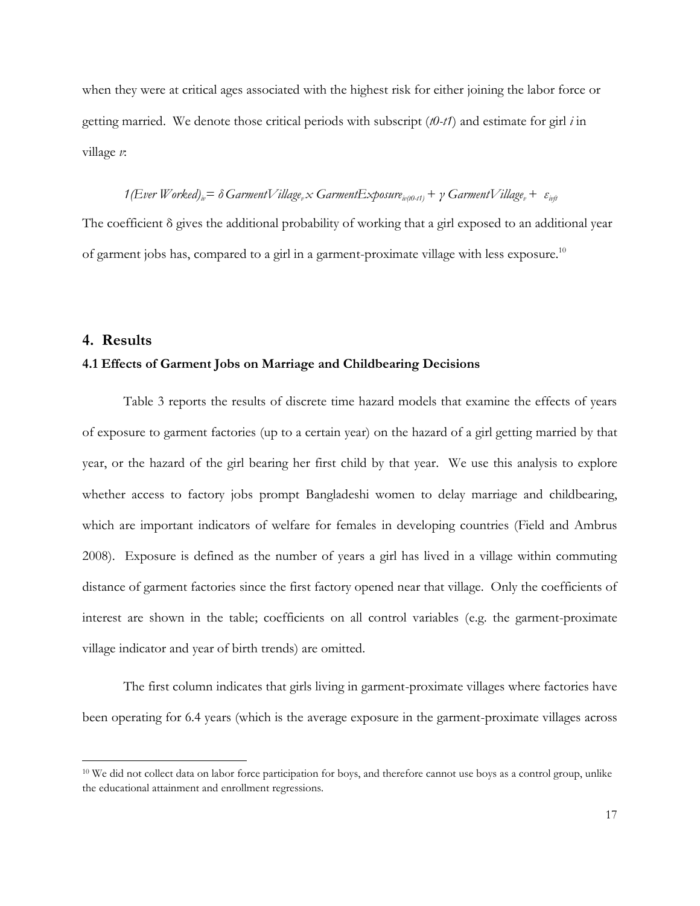when they were at critical ages associated with the highest risk for either joining the labor force or getting married. We denote those critical periods with subscript (*t0-t1*) and estimate for girl *i* in village *v*:

$$1(Ever\ Worked)_{iv} = \delta\, GarmentVillage_v \times GarmentExposure_{iv(t0\text{-}t1)} + \gamma\, GarmentVillage_v + \varepsilon_{ivft}$$

The coefficient δ gives the additional probability of working that a girl exposed to an additional year of garment jobs has, compared to a girl in a garment-proximate village with less exposure.[10]

## 4. Results

### 4.1 Effects of Garment Jobs on Marriage and Childbearing Decisions

Table 3 reports the results of discrete time hazard models that examine the effects of years of exposure to garment factories (up to a certain year) on the hazard of a girl getting married by that year, or the hazard of the girl bearing her first child by that year. We use this analysis to explore whether access to factory jobs prompt Bangladeshi women to delay marriage and childbearing, which are important indicators of welfare for females in developing countries (Field and Ambrus 2008). Exposure is defined as the number of years a girl has lived in a village within commuting distance of garment factories since the first factory opened near that village. Only the coefficients of interest are shown in the table; coefficients on all control variables (e.g. the garment-proximate village indicator and year of birth trends) are omitted.

The first column indicates that girls living in garment-proximate villages where factories have been operating for 6.4 years (which is the average exposure in the garment-proximate villages across

---

[10] We did not collect data on labor force participation for boys, and therefore cannot use boys as a control group, unlike the educational attainment and enrollment regressions.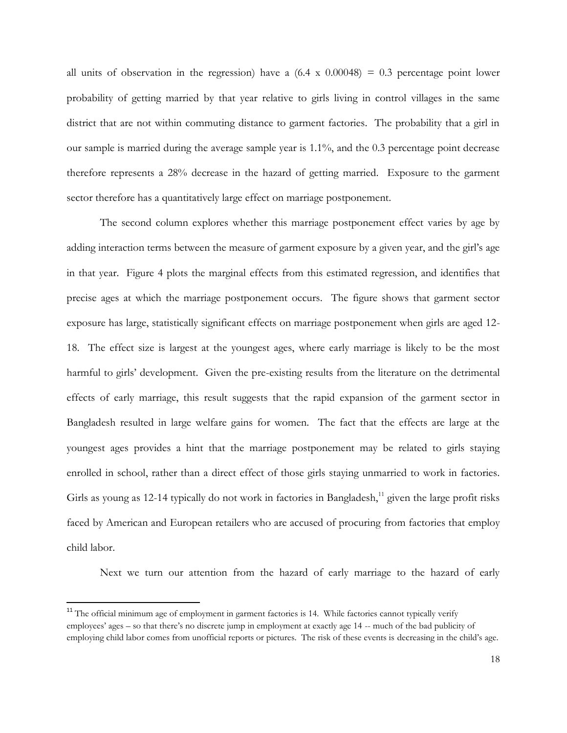all units of observation in the regression) have a (6.4 x 0.00048) = 0.3 percentage point lower probability of getting married by that year relative to girls living in control villages in the same district that are not within commuting distance to garment factories. The probability that a girl in our sample is married during the average sample year is 1.1%, and the 0.3 percentage point decrease therefore represents a 28% decrease in the hazard of getting married. Exposure to the garment sector therefore has a quantitatively large effect on marriage postponement.

The second column explores whether this marriage postponement effect varies by age by adding interaction terms between the measure of garment exposure by a given year, and the girl's age in that year. Figure 4 plots the marginal effects from this estimated regression, and identifies that precise ages at which the marriage postponement occurs. The figure shows that garment sector exposure has large, statistically significant effects on marriage postponement when girls are aged 12-18. The effect size is largest at the youngest ages, where early marriage is likely to be the most harmful to girls' development. Given the pre-existing results from the literature on the detrimental effects of early marriage, this result suggests that the rapid expansion of the garment sector in Bangladesh resulted in large welfare gains for women. The fact that the effects are large at the youngest ages provides a hint that the marriage postponement may be related to girls staying enrolled in school, rather than a direct effect of those girls staying unmarried to work in factories. Girls as young as 12-14 typically do not work in factories in Bangladesh,[11] given the large profit risks faced by American and European retailers who are accused of procuring from factories that employ child labor.

Next we turn our attention from the hazard of early marriage to the hazard of early

[11] The official minimum age of employment in garment factories is 14. While factories cannot typically verify employees' ages – so that there's no discrete jump in employment at exactly age 14 -- much of the bad publicity of employing child labor comes from unofficial reports or pictures. The risk of these events is decreasing in the child's age.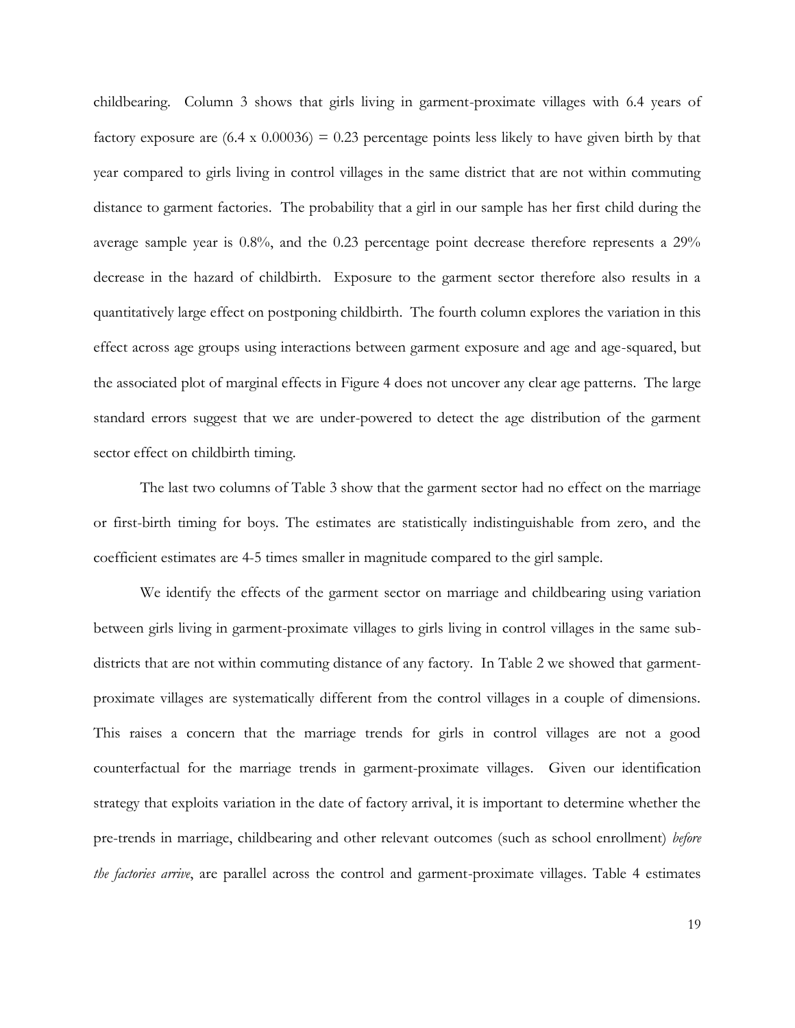childbearing. Column 3 shows that girls living in garment-proximate villages with 6.4 years of factory exposure are (6.4 x 0.00036) = 0.23 percentage points less likely to have given birth by that year compared to girls living in control villages in the same district that are not within commuting distance to garment factories. The probability that a girl in our sample has her first child during the average sample year is 0.8%, and the 0.23 percentage point decrease therefore represents a 29% decrease in the hazard of childbirth. Exposure to the garment sector therefore also results in a quantitatively large effect on postponing childbirth. The fourth column explores the variation in this effect across age groups using interactions between garment exposure and age and age-squared, but the associated plot of marginal effects in Figure 4 does not uncover any clear age patterns. The large standard errors suggest that we are under-powered to detect the age distribution of the garment sector effect on childbirth timing.

The last two columns of Table 3 show that the garment sector had no effect on the marriage or first-birth timing for boys. The estimates are statistically indistinguishable from zero, and the coefficient estimates are 4-5 times smaller in magnitude compared to the girl sample.

We identify the effects of the garment sector on marriage and childbearing using variation between girls living in garment-proximate villages to girls living in control villages in the same sub-districts that are not within commuting distance of any factory. In Table 2 we showed that garment-proximate villages are systematically different from the control villages in a couple of dimensions. This raises a concern that the marriage trends for girls in control villages are not a good counterfactual for the marriage trends in garment-proximate villages. Given our identification strategy that exploits variation in the date of factory arrival, it is important to determine whether the pre-trends in marriage, childbearing and other relevant outcomes (such as school enrollment) *before the factories arrive*, are parallel across the control and garment-proximate villages. Table 4 estimates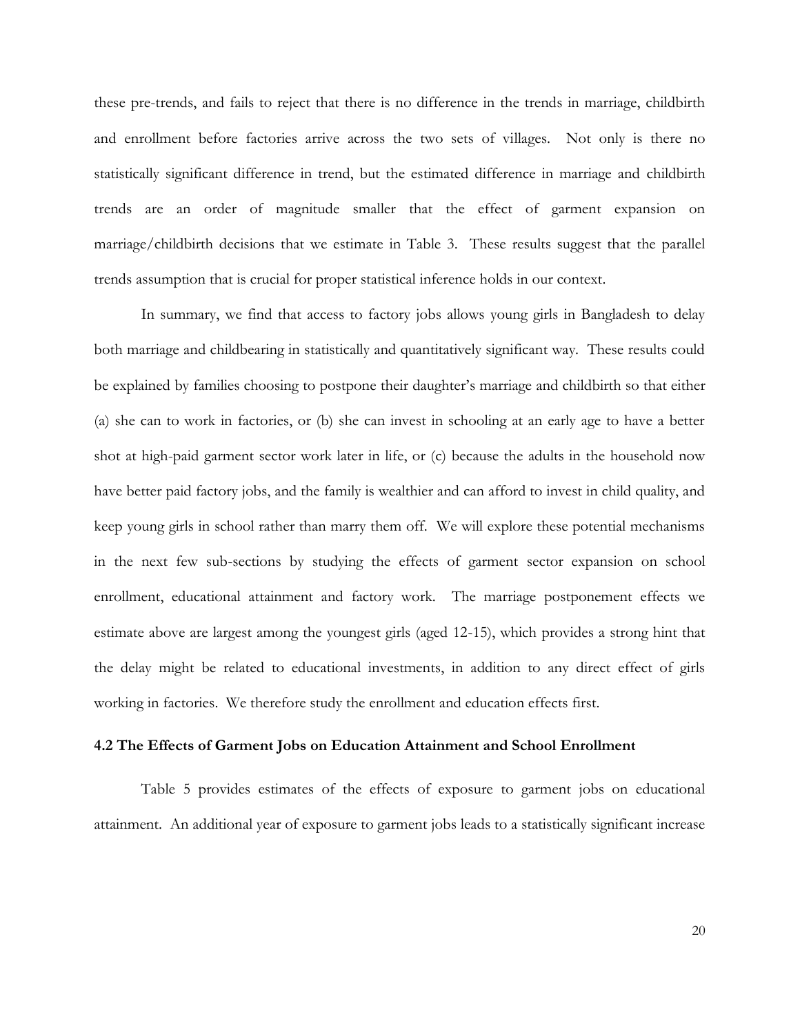these pre-trends, and fails to reject that there is no difference in the trends in marriage, childbirth and enrollment before factories arrive across the two sets of villages. Not only is there no statistically significant difference in trend, but the estimated difference in marriage and childbirth trends are an order of magnitude smaller that the effect of garment expansion on marriage/childbirth decisions that we estimate in Table 3. These results suggest that the parallel trends assumption that is crucial for proper statistical inference holds in our context.

In summary, we find that access to factory jobs allows young girls in Bangladesh to delay both marriage and childbearing in statistically and quantitatively significant way. These results could be explained by families choosing to postpone their daughter's marriage and childbirth so that either (a) she can to work in factories, or (b) she can invest in schooling at an early age to have a better shot at high-paid garment sector work later in life, or (c) because the adults in the household now have better paid factory jobs, and the family is wealthier and can afford to invest in child quality, and keep young girls in school rather than marry them off. We will explore these potential mechanisms in the next few sub-sections by studying the effects of garment sector expansion on school enrollment, educational attainment and factory work. The marriage postponement effects we estimate above are largest among the youngest girls (aged 12-15), which provides a strong hint that the delay might be related to educational investments, in addition to any direct effect of girls working in factories. We therefore study the enrollment and education effects first.

### 4.2 The Effects of Garment Jobs on Education Attainment and School Enrollment

Table 5 provides estimates of the effects of exposure to garment jobs on educational attainment. An additional year of exposure to garment jobs leads to a statistically significant increase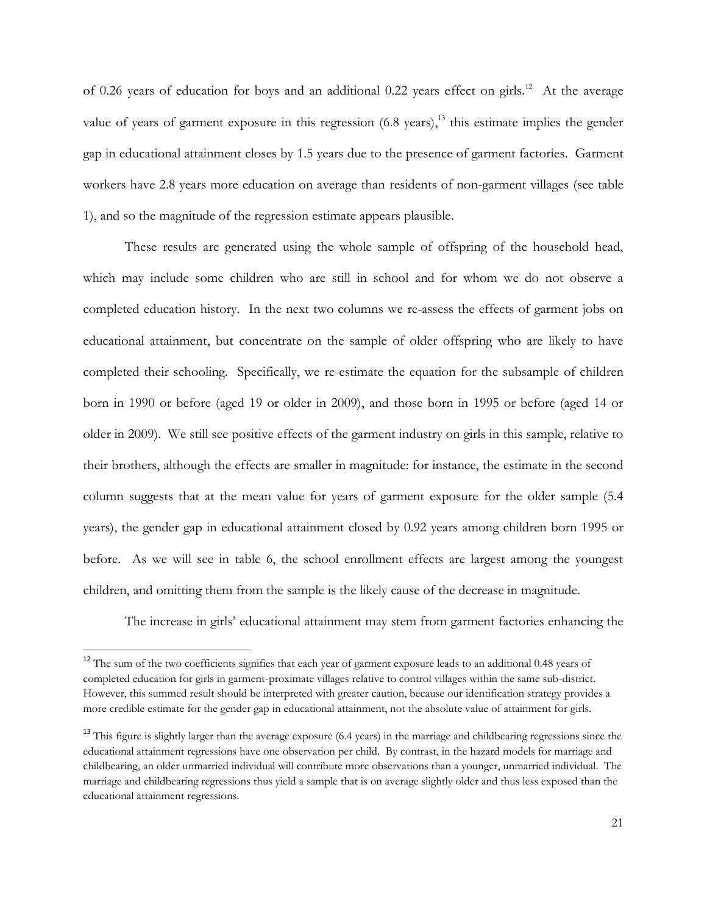of 0.26 years of education for boys and an additional 0.22 years effect on girls.[12] At the average value of years of garment exposure in this regression (6.8 years),[13] this estimate implies the gender gap in educational attainment closes by 1.5 years due to the presence of garment factories. Garment workers have 2.8 years more education on average than residents of non-garment villages (see table 1), and so the magnitude of the regression estimate appears plausible.

These results are generated using the whole sample of offspring of the household head, which may include some children who are still in school and for whom we do not observe a completed education history. In the next two columns we re-assess the effects of garment jobs on educational attainment, but concentrate on the sample of older offspring who are likely to have completed their schooling. Specifically, we re-estimate the equation for the subsample of children born in 1990 or before (aged 19 or older in 2009), and those born in 1995 or before (aged 14 or older in 2009). We still see positive effects of the garment industry on girls in this sample, relative to their brothers, although the effects are smaller in magnitude: for instance, the estimate in the second column suggests that at the mean value for years of garment exposure for the older sample (5.4 years), the gender gap in educational attainment closed by 0.92 years among children born 1995 or before. As we will see in table 6, the school enrollment effects are largest among the youngest children, and omitting them from the sample is the likely cause of the decrease in magnitude.

The increase in girls' educational attainment may stem from garment factories enhancing the

---

[12] The sum of the two coefficients signifies that each year of garment exposure leads to an additional 0.48 years of completed education for girls in garment-proximate villages relative to control villages within the same sub-district. However, this summed result should be interpreted with greater caution, because our identification strategy provides a more credible estimate for the gender gap in educational attainment, not the absolute value of attainment for girls.

[13] This figure is slightly larger than the average exposure (6.4 years) in the marriage and childbearing regressions since the educational attainment regressions have one observation per child. By contrast, in the hazard models for marriage and childbearing, an older unmarried individual will contribute more observations than a younger, unmarried individual. The marriage and childbearing regressions thus yield a sample that is on average slightly older and thus less exposed than the educational attainment regressions.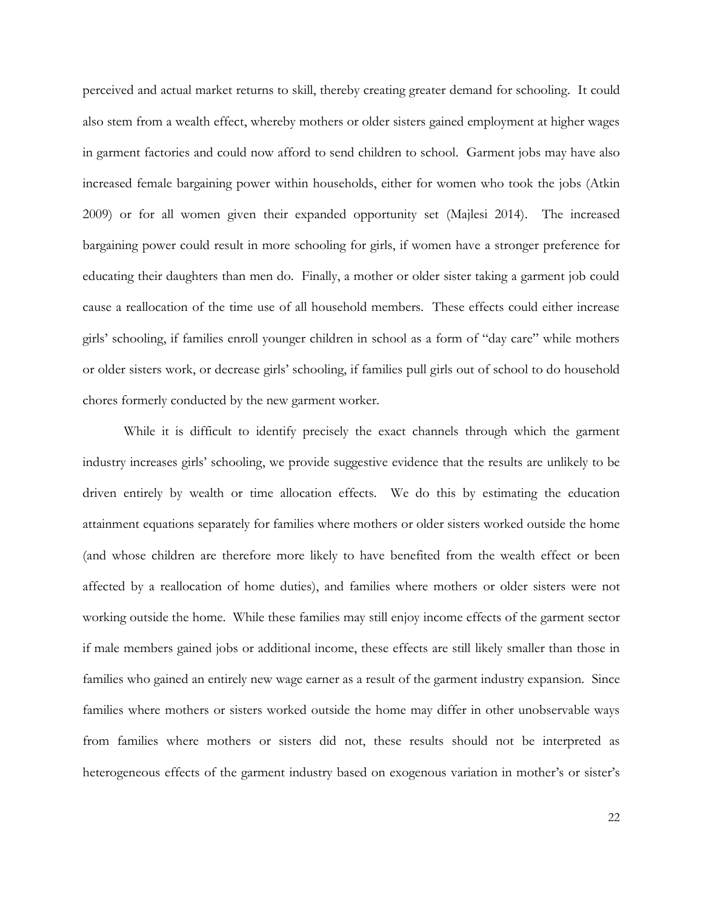perceived and actual market returns to skill, thereby creating greater demand for schooling. It could also stem from a wealth effect, whereby mothers or older sisters gained employment at higher wages in garment factories and could now afford to send children to school. Garment jobs may have also increased female bargaining power within households, either for women who took the jobs (Atkin 2009) or for all women given their expanded opportunity set (Majlesi 2014). The increased bargaining power could result in more schooling for girls, if women have a stronger preference for educating their daughters than men do. Finally, a mother or older sister taking a garment job could cause a reallocation of the time use of all household members. These effects could either increase girls' schooling, if families enroll younger children in school as a form of "day care" while mothers or older sisters work, or decrease girls' schooling, if families pull girls out of school to do household chores formerly conducted by the new garment worker.

While it is difficult to identify precisely the exact channels through which the garment industry increases girls' schooling, we provide suggestive evidence that the results are unlikely to be driven entirely by wealth or time allocation effects. We do this by estimating the education attainment equations separately for families where mothers or older sisters worked outside the home (and whose children are therefore more likely to have benefited from the wealth effect or been affected by a reallocation of home duties), and families where mothers or older sisters were not working outside the home. While these families may still enjoy income effects of the garment sector if male members gained jobs or additional income, these effects are still likely smaller than those in families who gained an entirely new wage earner as a result of the garment industry expansion. Since families where mothers or sisters worked outside the home may differ in other unobservable ways from families where mothers or sisters did not, these results should not be interpreted as heterogeneous effects of the garment industry based on exogenous variation in mother's or sister's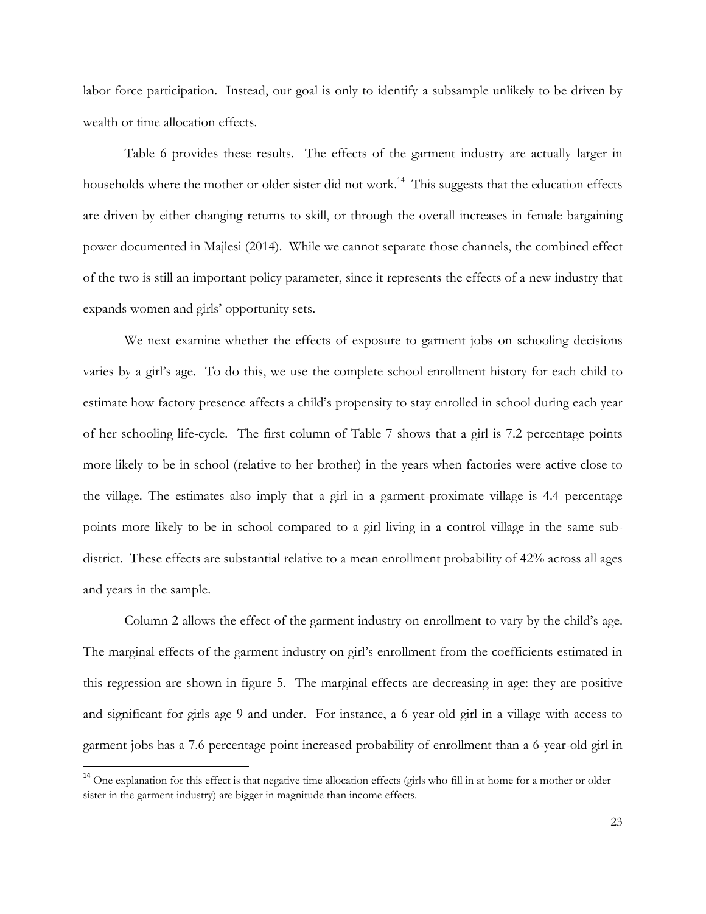labor force participation. Instead, our goal is only to identify a subsample unlikely to be driven by wealth or time allocation effects.

Table 6 provides these results. The effects of the garment industry are actually larger in households where the mother or older sister did not work.[14] This suggests that the education effects are driven by either changing returns to skill, or through the overall increases in female bargaining power documented in Majlesi (2014). While we cannot separate those channels, the combined effect of the two is still an important policy parameter, since it represents the effects of a new industry that expands women and girls' opportunity sets.

We next examine whether the effects of exposure to garment jobs on schooling decisions varies by a girl's age. To do this, we use the complete school enrollment history for each child to estimate how factory presence affects a child's propensity to stay enrolled in school during each year of her schooling life-cycle. The first column of Table 7 shows that a girl is 7.2 percentage points more likely to be in school (relative to her brother) in the years when factories were active close to the village. The estimates also imply that a girl in a garment-proximate village is 4.4 percentage points more likely to be in school compared to a girl living in a control village in the same sub-district. These effects are substantial relative to a mean enrollment probability of 42% across all ages and years in the sample.

Column 2 allows the effect of the garment industry on enrollment to vary by the child's age. The marginal effects of the garment industry on girl's enrollment from the coefficients estimated in this regression are shown in figure 5. The marginal effects are decreasing in age: they are positive and significant for girls age 9 and under. For instance, a 6-year-old girl in a village with access to garment jobs has a 7.6 percentage point increased probability of enrollment than a 6-year-old girl in

[14] One explanation for this effect is that negative time allocation effects (girls who fill in at home for a mother or older sister in the garment industry) are bigger in magnitude than income effects.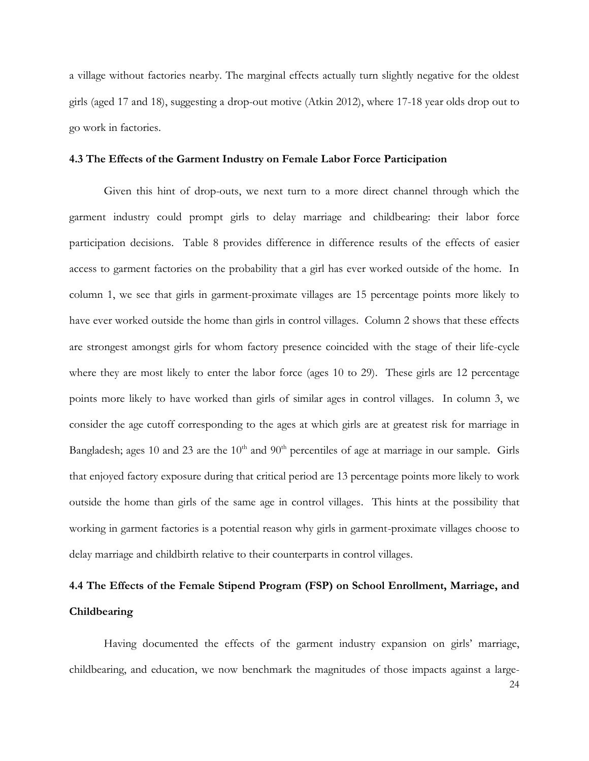a village without factories nearby. The marginal effects actually turn slightly negative for the oldest girls (aged 17 and 18), suggesting a drop-out motive (Atkin 2012), where 17-18 year olds drop out to go work in factories.

### 4.3 The Effects of the Garment Industry on Female Labor Force Participation

Given this hint of drop-outs, we next turn to a more direct channel through which the garment industry could prompt girls to delay marriage and childbearing: their labor force participation decisions. Table 8 provides difference in difference results of the effects of easier access to garment factories on the probability that a girl has ever worked outside of the home. In column 1, we see that girls in garment-proximate villages are 15 percentage points more likely to have ever worked outside the home than girls in control villages. Column 2 shows that these effects are strongest amongst girls for whom factory presence coincided with the stage of their life-cycle where they are most likely to enter the labor force (ages 10 to 29). These girls are 12 percentage points more likely to have worked than girls of similar ages in control villages. In column 3, we consider the age cutoff corresponding to the ages at which girls are at greatest risk for marriage in Bangladesh; ages 10 and 23 are the 10th and 90th percentiles of age at marriage in our sample. Girls that enjoyed factory exposure during that critical period are 13 percentage points more likely to work outside the home than girls of the same age in control villages. This hints at the possibility that working in garment factories is a potential reason why girls in garment-proximate villages choose to delay marriage and childbirth relative to their counterparts in control villages.

### 4.4 The Effects of the Female Stipend Program (FSP) on School Enrollment, Marriage, and Childbearing

Having documented the effects of the garment industry expansion on girls' marriage, childbearing, and education, we now benchmark the magnitudes of those impacts against a large-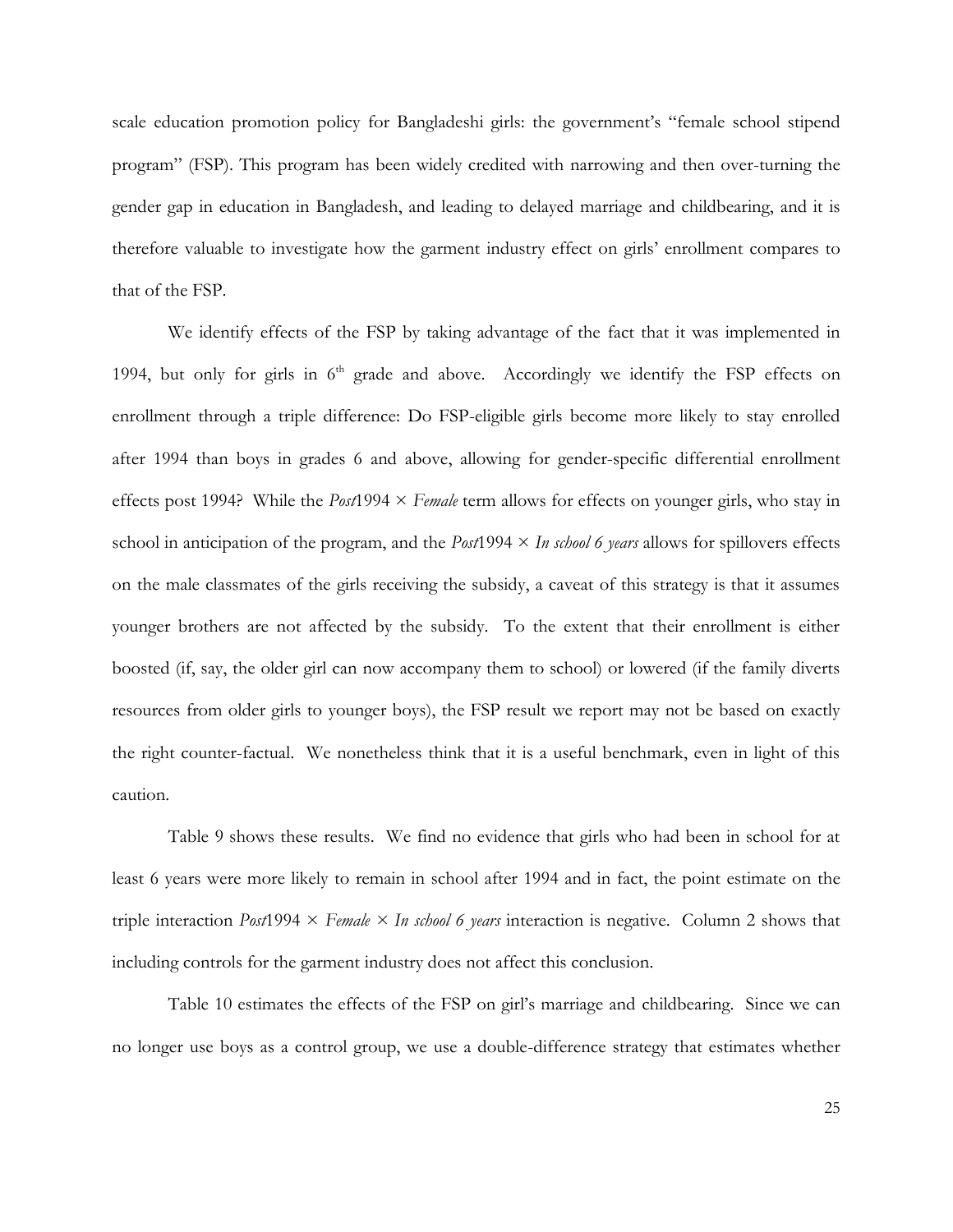scale education promotion policy for Bangladeshi girls: the government's "female school stipend program" (FSP). This program has been widely credited with narrowing and then over-turning the gender gap in education in Bangladesh, and leading to delayed marriage and childbearing, and it is therefore valuable to investigate how the garment industry effect on girls' enrollment compares to that of the FSP.

We identify effects of the FSP by taking advantage of the fact that it was implemented in 1994, but only for girls in 6th grade and above. Accordingly we identify the FSP effects on enrollment through a triple difference: Do FSP-eligible girls become more likely to stay enrolled after 1994 than boys in grades 6 and above, allowing for gender-specific differential enrollment effects post 1994? While the *Post*1994 × *Female* term allows for effects on younger girls, who stay in school in anticipation of the program, and the *Post*1994 × *In school 6 years* allows for spillovers effects on the male classmates of the girls receiving the subsidy, a caveat of this strategy is that it assumes younger brothers are not affected by the subsidy. To the extent that their enrollment is either boosted (if, say, the older girl can now accompany them to school) or lowered (if the family diverts resources from older girls to younger boys), the FSP result we report may not be based on exactly the right counter-factual. We nonetheless think that it is a useful benchmark, even in light of this caution.

Table 9 shows these results. We find no evidence that girls who had been in school for at least 6 years were more likely to remain in school after 1994 and in fact, the point estimate on the triple interaction *Post*1994 × *Female* × *In school 6 years* interaction is negative. Column 2 shows that including controls for the garment industry does not affect this conclusion.

Table 10 estimates the effects of the FSP on girl's marriage and childbearing. Since we can no longer use boys as a control group, we use a double-difference strategy that estimates whether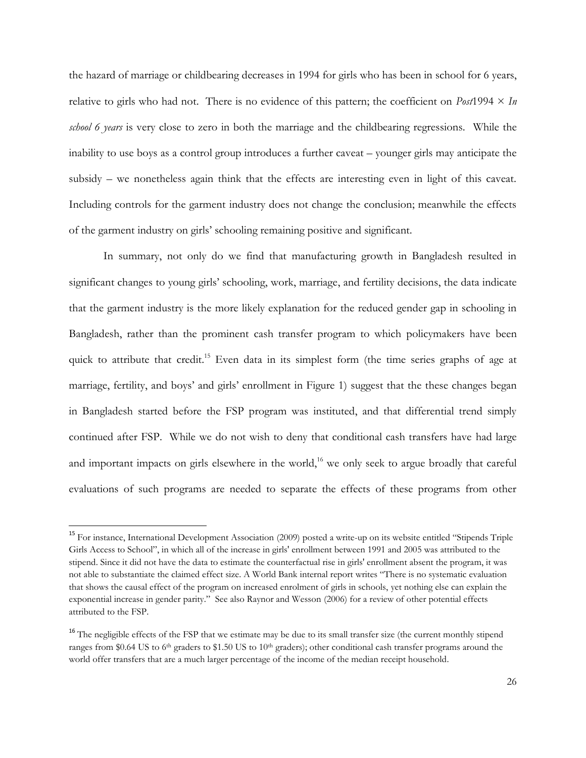the hazard of marriage or childbearing decreases in 1994 for girls who has been in school for 6 years, relative to girls who had not. There is no evidence of this pattern; the coefficient on *Post*1994 × *In school 6 years* is very close to zero in both the marriage and the childbearing regressions. While the inability to use boys as a control group introduces a further caveat – younger girls may anticipate the subsidy – we nonetheless again think that the effects are interesting even in light of this caveat. Including controls for the garment industry does not change the conclusion; meanwhile the effects of the garment industry on girls' schooling remaining positive and significant.

In summary, not only do we find that manufacturing growth in Bangladesh resulted in significant changes to young girls' schooling, work, marriage, and fertility decisions, the data indicate that the garment industry is the more likely explanation for the reduced gender gap in schooling in Bangladesh, rather than the prominent cash transfer program to which policymakers have been quick to attribute that credit.[15] Even data in its simplest form (the time series graphs of age at marriage, fertility, and boys' and girls' enrollment in Figure 1) suggest that the these changes began in Bangladesh started before the FSP program was instituted, and that differential trend simply continued after FSP. While we do not wish to deny that conditional cash transfers have had large and important impacts on girls elsewhere in the world,[16] we only seek to argue broadly that careful evaluations of such programs are needed to separate the effects of these programs from other

---

[15] For instance, International Development Association (2009) posted a write-up on its website entitled "Stipends Triple Girls Access to School", in which all of the increase in girls' enrollment between 1991 and 2005 was attributed to the stipend. Since it did not have the data to estimate the counterfactual rise in girls' enrollment absent the program, it was not able to substantiate the claimed effect size. A World Bank internal report writes "There is no systematic evaluation that shows the causal effect of the program on increased enrolment of girls in schools, yet nothing else can explain the exponential increase in gender parity." See also Raynor and Wesson (2006) for a review of other potential effects attributed to the FSP.

[16] The negligible effects of the FSP that we estimate may be due to its small transfer size (the current monthly stipend ranges from \$0.64 US to 6th graders to \$1.50 US to 10th graders); other conditional cash transfer programs around the world offer transfers that are a much larger percentage of the income of the median receipt household.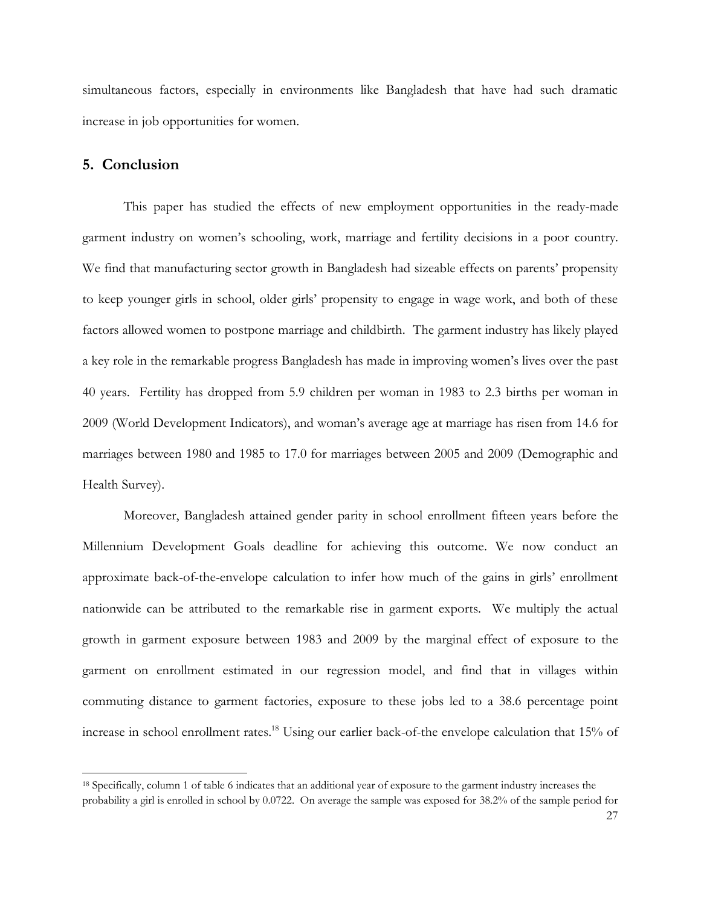simultaneous factors, especially in environments like Bangladesh that have had such dramatic increase in job opportunities for women.

## 5. Conclusion

This paper has studied the effects of new employment opportunities in the ready-made garment industry on women's schooling, work, marriage and fertility decisions in a poor country. We find that manufacturing sector growth in Bangladesh had sizeable effects on parents' propensity to keep younger girls in school, older girls' propensity to engage in wage work, and both of these factors allowed women to postpone marriage and childbirth. The garment industry has likely played a key role in the remarkable progress Bangladesh has made in improving women's lives over the past 40 years. Fertility has dropped from 5.9 children per woman in 1983 to 2.3 births per woman in 2009 (World Development Indicators), and woman's average age at marriage has risen from 14.6 for marriages between 1980 and 1985 to 17.0 for marriages between 2005 and 2009 (Demographic and Health Survey).

Moreover, Bangladesh attained gender parity in school enrollment fifteen years before the Millennium Development Goals deadline for achieving this outcome. We now conduct an approximate back-of-the-envelope calculation to infer how much of the gains in girls' enrollment nationwide can be attributed to the remarkable rise in garment exports. We multiply the actual growth in garment exposure between 1983 and 2009 by the marginal effect of exposure to the garment on enrollment estimated in our regression model, and find that in villages within commuting distance to garment factories, exposure to these jobs led to a 38.6 percentage point increase in school enrollment rates.[18] Using our earlier back-of-the envelope calculation that 15% of

---

[18] Specifically, column 1 of table 6 indicates that an additional year of exposure to the garment industry increases the probability a girl is enrolled in school by 0.0722. On average the sample was exposed for 38.2% of the sample period for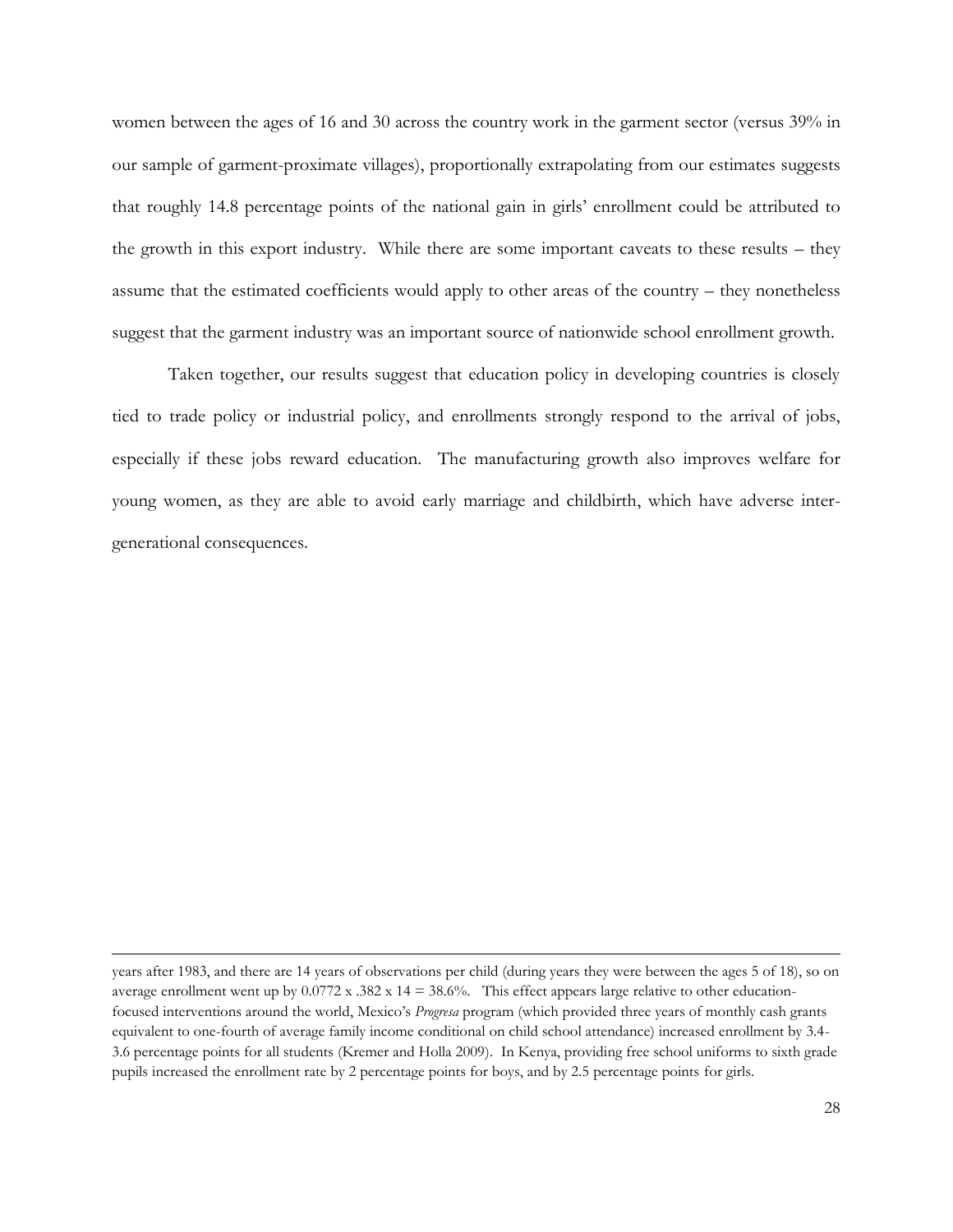women between the ages of 16 and 30 across the country work in the garment sector (versus 39% in our sample of garment-proximate villages), proportionally extrapolating from our estimates suggests that roughly 14.8 percentage points of the national gain in girls' enrollment could be attributed to the growth in this export industry. While there are some important caveats to these results – they assume that the estimated coefficients would apply to other areas of the country – they nonetheless suggest that the garment industry was an important source of nationwide school enrollment growth.

Taken together, our results suggest that education policy in developing countries is closely tied to trade policy or industrial policy, and enrollments strongly respond to the arrival of jobs, especially if these jobs reward education. The manufacturing growth also improves welfare for young women, as they are able to avoid early marriage and childbirth, which have adverse inter-generational consequences.

---

years after 1983, and there are 14 years of observations per child (during years they were between the ages 5 of 18), so on average enrollment went up by 0.0772 x .382 x 14 = 38.6%. This effect appears large relative to other education-focused interventions around the world, Mexico's *Progresa* program (which provided three years of monthly cash grants equivalent to one-fourth of average family income conditional on child school attendance) increased enrollment by 3.4-3.6 percentage points for all students (Kremer and Holla 2009). In Kenya, providing free school uniforms to sixth grade pupils increased the enrollment rate by 2 percentage points for boys, and by 2.5 percentage points for girls.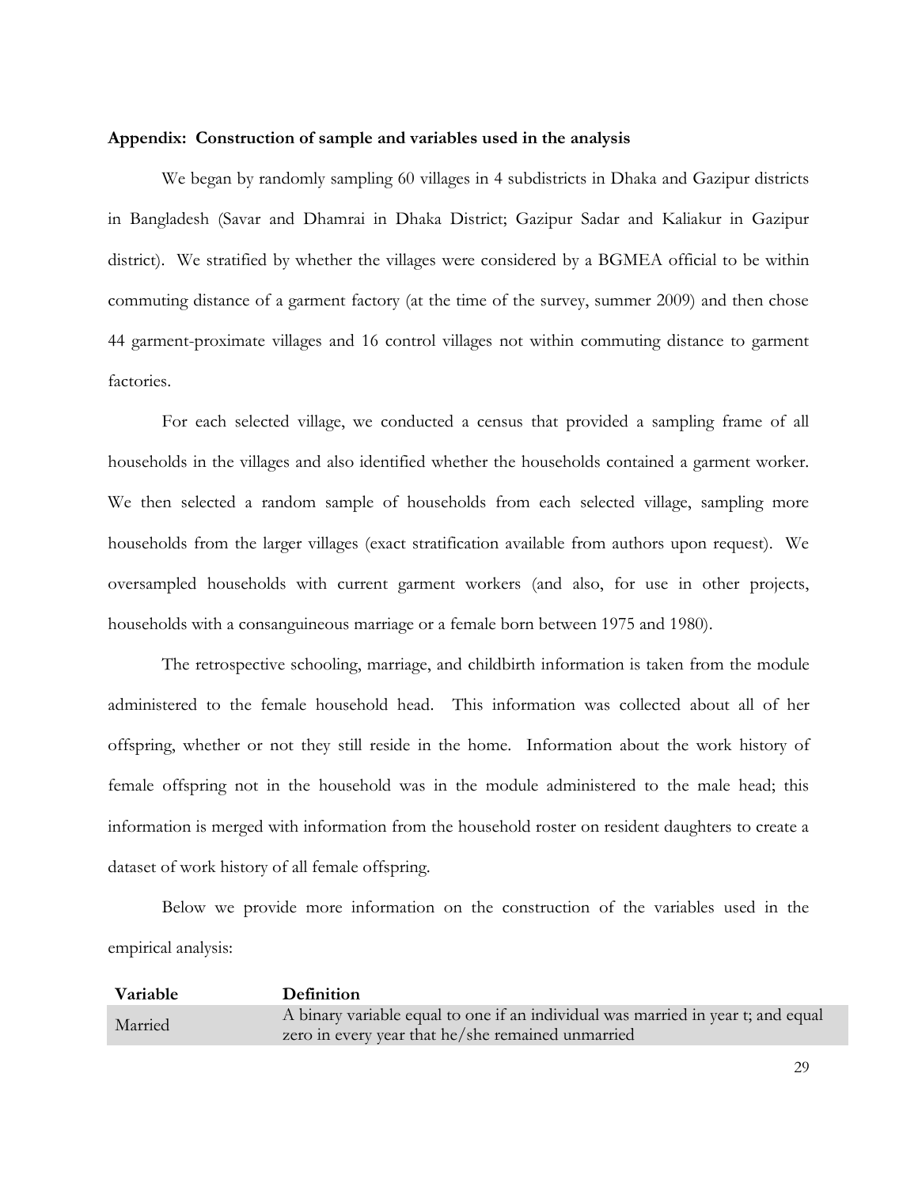**Appendix: Construction of sample and variables used in the analysis**

We began by randomly sampling 60 villages in 4 subdistricts in Dhaka and Gazipur districts in Bangladesh (Savar and Dhamrai in Dhaka District; Gazipur Sadar and Kaliakur in Gazipur district). We stratified by whether the villages were considered by a BGMEA official to be within commuting distance of a garment factory (at the time of the survey, summer 2009) and then chose 44 garment-proximate villages and 16 control villages not within commuting distance to garment factories.

For each selected village, we conducted a census that provided a sampling frame of all households in the villages and also identified whether the households contained a garment worker. We then selected a random sample of households from each selected village, sampling more households from the larger villages (exact stratification available from authors upon request). We oversampled households with current garment workers (and also, for use in other projects, households with a consanguineous marriage or a female born between 1975 and 1980).

The retrospective schooling, marriage, and childbirth information is taken from the module administered to the female household head. This information was collected about all of her offspring, whether or not they still reside in the home. Information about the work history of female offspring not in the household was in the module administered to the male head; this information is merged with information from the household roster on resident daughters to create a dataset of work history of all female offspring.

Below we provide more information on the construction of the variables used in the empirical analysis:

| Variable | Definition |
|---|---|
| Married | A binary variable equal to one if an individual was married in year t; and equal zero in every year that he/she remained unmarried |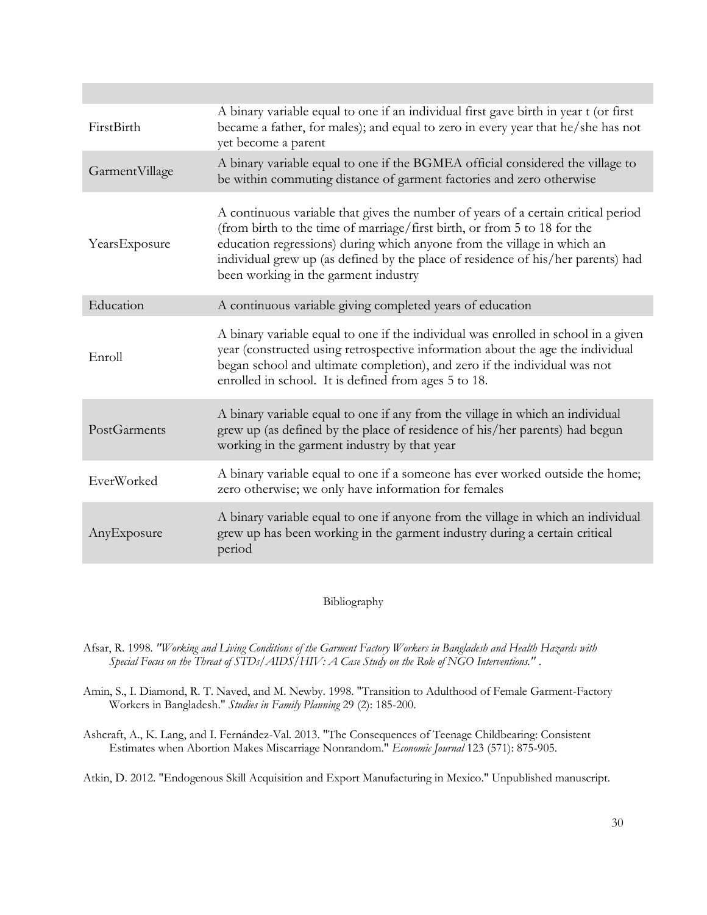| | |
|---|---|
| FirstBirth | A binary variable equal to one if an individual first gave birth in year t (or first became a father, for males); and equal to zero in every year that he/she has not yet become a parent |
| GarmentVillage | A binary variable equal to one if the BGMEA official considered the village to be within commuting distance of garment factories and zero otherwise |
| YearsExposure | A continuous variable that gives the number of years of a certain critical period (from birth to the time of marriage/first birth, or from 5 to 18 for the education regressions) during which anyone from the village in which an individual grew up (as defined by the place of residence of his/her parents) had been working in the garment industry |
| Education | A continuous variable giving completed years of education |
| Enroll | A binary variable equal to one if the individual was enrolled in school in a given year (constructed using retrospective information about the age the individual began school and ultimate completion), and zero if the individual was not enrolled in school. It is defined from ages 5 to 18. |
| PostGarments | A binary variable equal to one if any from the village in which an individual grew up (as defined by the place of residence of his/her parents) had begun working in the garment industry by that year |
| EverWorked | A binary variable equal to one if a someone has ever worked outside the home; zero otherwise; we only have information for females |
| AnyExposure | A binary variable equal to one if anyone from the village in which an individual grew up has been working in the garment industry during a certain critical period |

## Bibliography

Afsar, R. 1998. *"Working and Living Conditions of the Garment Factory Workers in Bangladesh and Health Hazards with Special Focus on the Threat of STDs/AIDS/HIV: A Case Study on the Role of NGO Interventions."* .

Amin, S., I. Diamond, R. T. Naved, and M. Newby. 1998. "Transition to Adulthood of Female Garment-Factory Workers in Bangladesh." *Studies in Family Planning* 29 (2): 185-200.

Ashcraft, A., K. Lang, and I. Fernández-Val. 2013. "The Consequences of Teenage Childbearing: Consistent Estimates when Abortion Makes Miscarriage Nonrandom." *Economic Journal* 123 (571): 875-905.

Atkin, D. 2012. "Endogenous Skill Acquisition and Export Manufacturing in Mexico." Unpublished manuscript.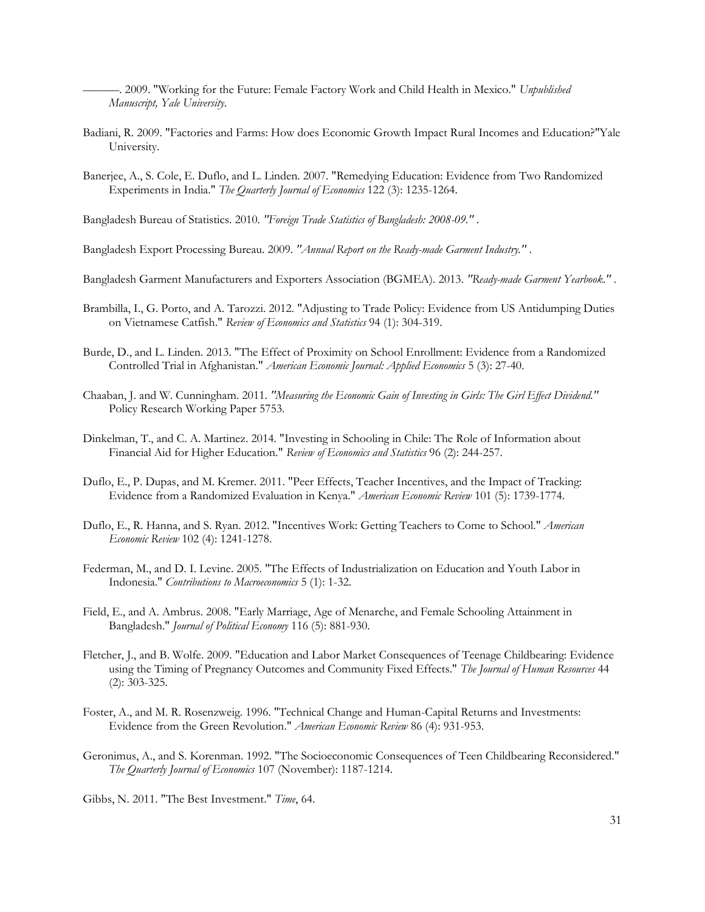———. 2009. "Working for the Future: Female Factory Work and Child Health in Mexico." *Unpublished Manuscript, Yale University*.

Badiani, R. 2009. "Factories and Farms: How does Economic Growth Impact Rural Incomes and Education?"Yale University.

Banerjee, A., S. Cole, E. Duflo, and L. Linden. 2007. "Remedying Education: Evidence from Two Randomized Experiments in India." *The Quarterly Journal of Economics* 122 (3): 1235-1264.

Bangladesh Bureau of Statistics. 2010. *"Foreign Trade Statistics of Bangladesh: 2008-09."* .

Bangladesh Export Processing Bureau. 2009. *"Annual Report on the Ready-made Garment Industry."* .

Bangladesh Garment Manufacturers and Exporters Association (BGMEA). 2013. *"Ready-made Garment Yearbook."* .

Brambilla, I., G. Porto, and A. Tarozzi. 2012. "Adjusting to Trade Policy: Evidence from US Antidumping Duties on Vietnamese Catfish." *Review of Economics and Statistics* 94 (1): 304-319.

Burde, D., and L. Linden. 2013. "The Effect of Proximity on School Enrollment: Evidence from a Randomized Controlled Trial in Afghanistan." *American Economic Journal: Applied Economics* 5 (3): 27-40.

Chaaban, J. and W. Cunningham. 2011. *"Measuring the Economic Gain of Investing in Girls: The Girl Effect Dividend."* Policy Research Working Paper 5753.

Dinkelman, T., and C. A. Martinez. 2014. "Investing in Schooling in Chile: The Role of Information about Financial Aid for Higher Education." *Review of Economics and Statistics* 96 (2): 244-257.

Duflo, E., P. Dupas, and M. Kremer. 2011. "Peer Effects, Teacher Incentives, and the Impact of Tracking: Evidence from a Randomized Evaluation in Kenya." *American Economic Review* 101 (5): 1739-1774.

Duflo, E., R. Hanna, and S. Ryan. 2012. "Incentives Work: Getting Teachers to Come to School." *American Economic Review* 102 (4): 1241-1278.

Federman, M., and D. I. Levine. 2005. "The Effects of Industrialization on Education and Youth Labor in Indonesia." *Contributions to Macroeconomics* 5 (1): 1-32.

Field, E., and A. Ambrus. 2008. "Early Marriage, Age of Menarche, and Female Schooling Attainment in Bangladesh." *Journal of Political Economy* 116 (5): 881-930.

Fletcher, J., and B. Wolfe. 2009. "Education and Labor Market Consequences of Teenage Childbearing: Evidence using the Timing of Pregnancy Outcomes and Community Fixed Effects." *The Journal of Human Resources* 44 (2): 303-325.

Foster, A., and M. R. Rosenzweig. 1996. "Technical Change and Human-Capital Returns and Investments: Evidence from the Green Revolution." *American Economic Review* 86 (4): 931-953.

Geronimus, A., and S. Korenman. 1992. "The Socioeconomic Consequences of Teen Childbearing Reconsidered." *The Quarterly Journal of Economics* 107 (November): 1187-1214.

Gibbs, N. 2011. "The Best Investment." *Time*, 64.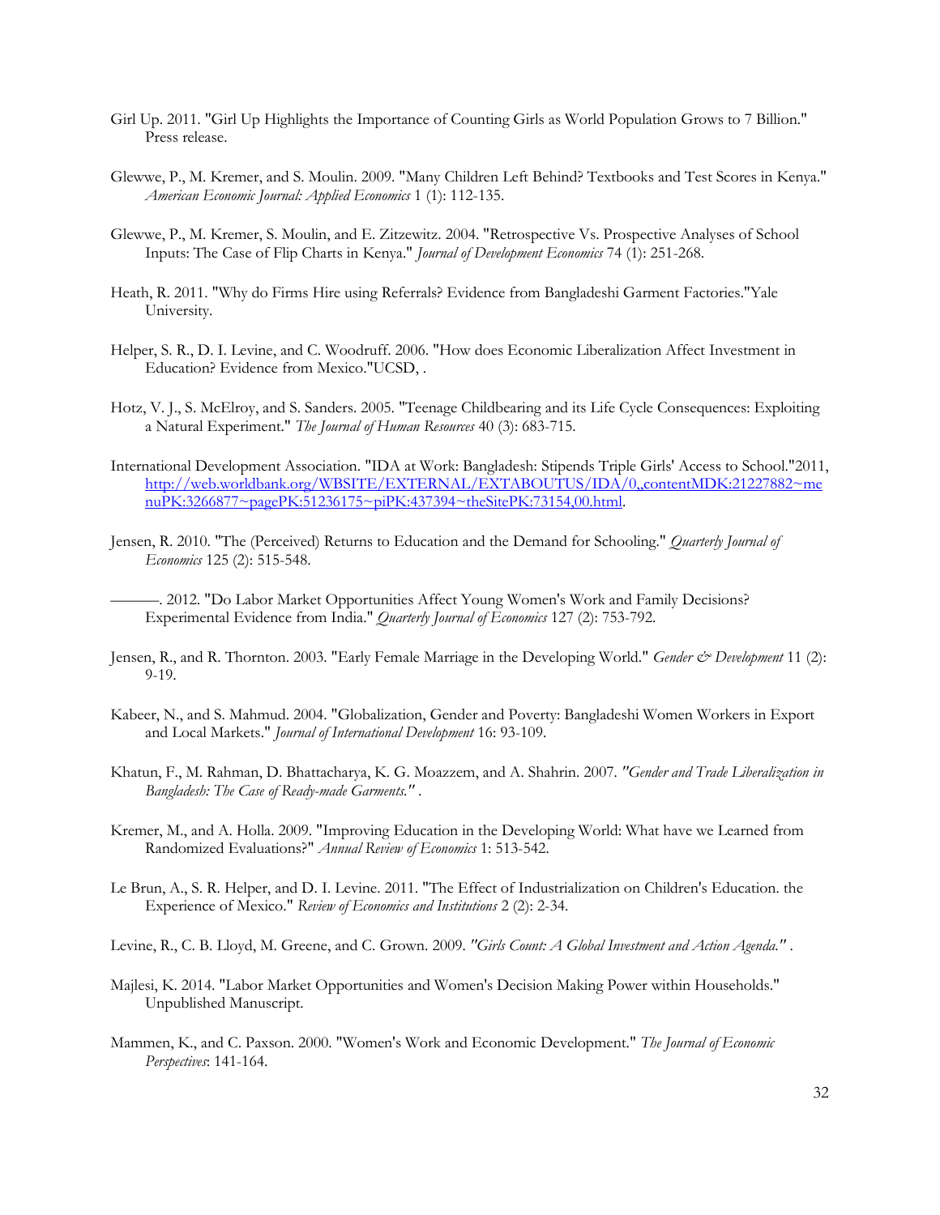Girl Up. 2011. "Girl Up Highlights the Importance of Counting Girls as World Population Grows to 7 Billion." Press release.

Glewwe, P., M. Kremer, and S. Moulin. 2009. "Many Children Left Behind? Textbooks and Test Scores in Kenya." *American Economic Journal: Applied Economics* 1 (1): 112-135.

Glewwe, P., M. Kremer, S. Moulin, and E. Zitzewitz. 2004. "Retrospective Vs. Prospective Analyses of School Inputs: The Case of Flip Charts in Kenya." *Journal of Development Economics* 74 (1): 251-268.

Heath, R. 2011. "Why do Firms Hire using Referrals? Evidence from Bangladeshi Garment Factories."Yale University.

Helper, S. R., D. I. Levine, and C. Woodruff. 2006. "How does Economic Liberalization Affect Investment in Education? Evidence from Mexico."UCSD, .

Hotz, V. J., S. McElroy, and S. Sanders. 2005. "Teenage Childbearing and its Life Cycle Consequences: Exploiting a Natural Experiment." *The Journal of Human Resources* 40 (3): 683-715.

International Development Association. "IDA at Work: Bangladesh: Stipends Triple Girls' Access to School."2011, http://web.worldbank.org/WBSITE/EXTERNAL/EXTABOUTUS/IDA/0,,contentMDK:21227882~menuPK:3266877~pagePK:51236175~piPK:437394~theSitePK:73154,00.html.

Jensen, R. 2010. "The (Perceived) Returns to Education and the Demand for Schooling." *Quarterly Journal of Economics* 125 (2): 515-548.

———. 2012. "Do Labor Market Opportunities Affect Young Women's Work and Family Decisions? Experimental Evidence from India." *Quarterly Journal of Economics* 127 (2): 753-792.

Jensen, R., and R. Thornton. 2003. "Early Female Marriage in the Developing World." *Gender & Development* 11 (2): 9-19.

Kabeer, N., and S. Mahmud. 2004. "Globalization, Gender and Poverty: Bangladeshi Women Workers in Export and Local Markets." *Journal of International Development* 16: 93-109.

Khatun, F., M. Rahman, D. Bhattacharya, K. G. Moazzem, and A. Shahrin. 2007. *"Gender and Trade Liberalization in Bangladesh: The Case of Ready-made Garments."* .

Kremer, M., and A. Holla. 2009. "Improving Education in the Developing World: What have we Learned from Randomized Evaluations?" *Annual Review of Economics* 1: 513-542.

Le Brun, A., S. R. Helper, and D. I. Levine. 2011. "The Effect of Industrialization on Children's Education. the Experience of Mexico." *Review of Economics and Institutions* 2 (2): 2-34.

Levine, R., C. B. Lloyd, M. Greene, and C. Grown. 2009. *"Girls Count: A Global Investment and Action Agenda."* .

Majlesi, K. 2014. "Labor Market Opportunities and Women's Decision Making Power within Households." Unpublished Manuscript.

Mammen, K., and C. Paxson. 2000. "Women's Work and Economic Development." *The Journal of Economic Perspectives*: 141-164.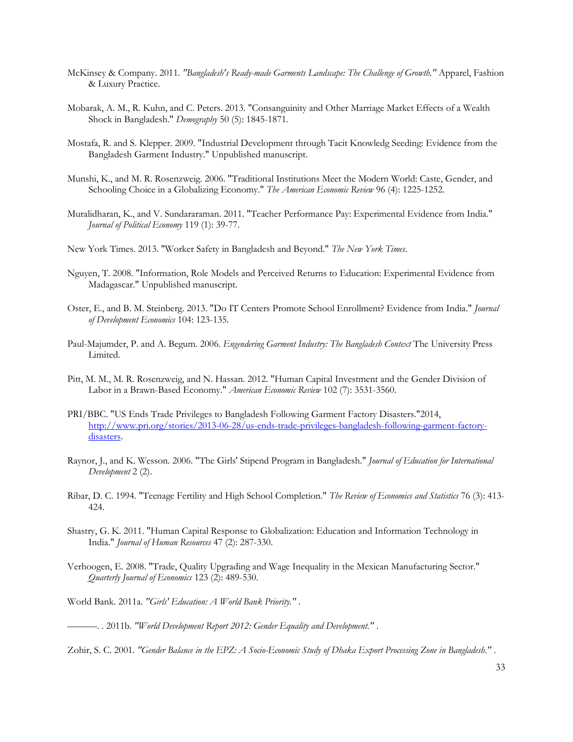McKinsey & Company. 2011. *"Bangladesh's Ready-made Garments Landscape: The Challenge of Growth."* Apparel, Fashion & Luxury Practice.

Mobarak, A. M., R. Kuhn, and C. Peters. 2013. "Consanguinity and Other Marriage Market Effects of a Wealth Shock in Bangladesh." *Demography* 50 (5): 1845-1871.

Mostafa, R. and S. Klepper. 2009. "Industrial Development through Tacit Knowledg Seeding: Evidence from the Bangladesh Garment Industry." Unpublished manuscript.

Munshi, K., and M. R. Rosenzweig. 2006. "Traditional Institutions Meet the Modern World: Caste, Gender, and Schooling Choice in a Globalizing Economy." *The American Economic Review* 96 (4): 1225-1252.

Muralidharan, K., and V. Sundararaman. 2011. "Teacher Performance Pay: Experimental Evidence from India." *Journal of Political Economy* 119 (1): 39-77.

New York Times. 2013. "Worker Safety in Bangladesh and Beyond." *The New York Times*.

Nguyen, T. 2008. "Information, Role Models and Perceived Returns to Education: Experimental Evidence from Madagascar." Unpublished manuscript.

Oster, E., and B. M. Steinberg. 2013. "Do IT Centers Promote School Enrollment? Evidence from India." *Journal of Development Economics* 104: 123-135.

Paul-Majumder, P. and A. Begum. 2006. *Engendering Garment Industry: The Bangladesh Context* The University Press Limited.

Pitt, M. M., M. R. Rosenzweig, and N. Hassan. 2012. "Human Capital Investment and the Gender Division of Labor in a Brawn-Based Economy." *American Economic Review* 102 (7): 3531-3560.

PRI/BBC. "US Ends Trade Privileges to Bangladesh Following Garment Factory Disasters."2014, http://www.pri.org/stories/2013-06-28/us-ends-trade-privileges-bangladesh-following-garment-factory-disasters.

Raynor, J., and K. Wesson. 2006. "The Girls' Stipend Program in Bangladesh." *Journal of Education for International Development* 2 (2).

Ribar, D. C. 1994. "Teenage Fertility and High School Completion." *The Review of Economics and Statistics* 76 (3): 413-424.

Shastry, G. K. 2011. "Human Capital Response to Globalization: Education and Information Technology in India." *Journal of Human Resources* 47 (2): 287-330.

Verhoogen, E. 2008. "Trade, Quality Upgrading and Wage Inequality in the Mexican Manufacturing Sector." *Quarterly Journal of Economics* 123 (2): 489-530.

World Bank. 2011a. *"Girls' Education: A World Bank Priority."* .

———. . 2011b. *"World Development Report 2012: Gender Equality and Development."* .

Zohir, S. C. 2001. *"Gender Balance in the EPZ: A Socio-Economic Study of Dhaka Export Processing Zone in Bangladesh."* .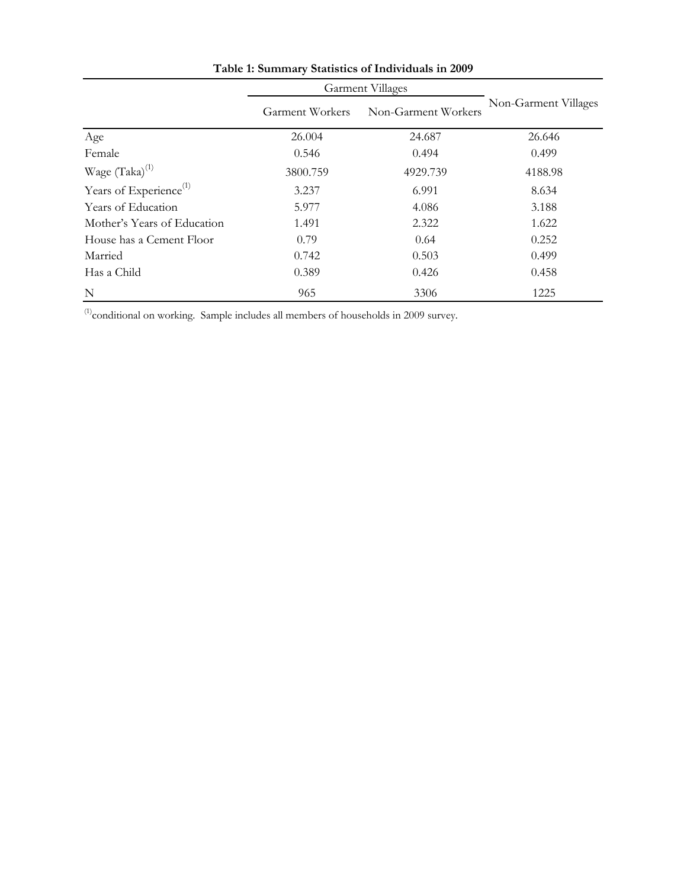**Table 1: Summary Statistics of Individuals in 2009**

| | Garment Villages | | Non-Garment Villages |
|---|---|---|---|
| | Garment Workers | Non-Garment Workers | |
| Age | 26.004 | 24.687 | 26.646 |
| Female | 0.546 | 0.494 | 0.499 |
| Wage (Taka)[(1)] | 3800.759 | 4929.739 | 4188.98 |
| Years of Experience[(1)] | 3.237 | 6.991 | 8.634 |
| Years of Education | 5.977 | 4.086 | 3.188 |
| Mother's Years of Education | 1.491 | 2.322 | 1.622 |
| House has a Cement Floor | 0.79 | 0.64 | 0.252 |
| Married | 0.742 | 0.503 | 0.499 |
| Has a Child | 0.389 | 0.426 | 0.458 |
| N | 965 | 3306 | 1225 |

[(1)]conditional on working. Sample includes all members of households in 2009 survey.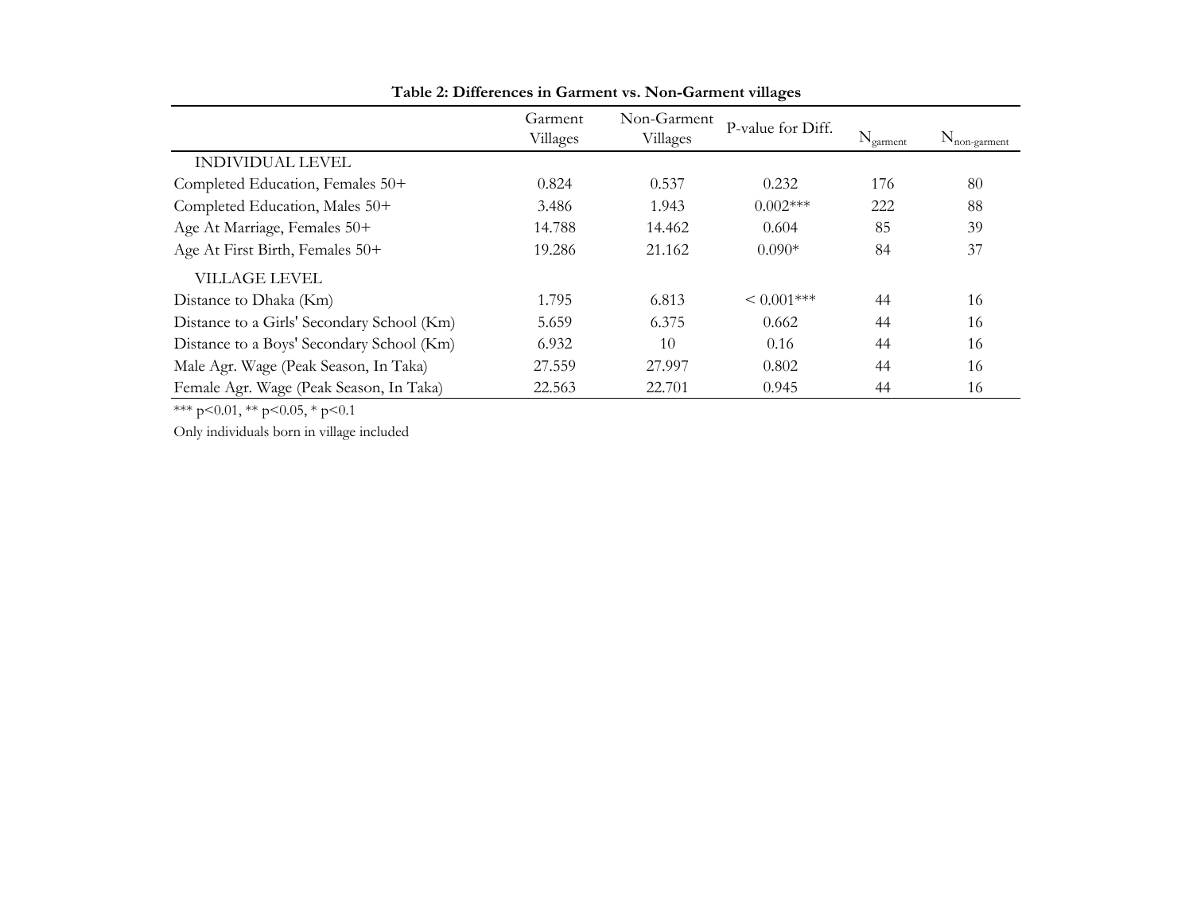**Table 2: Differences in Garment vs. Non-Garment villages**

| | Garment Villages | Non-Garment Villages | P-value for Diff. | $N_{garment}$ | $N_{non\text{-}garment}$ |
|---|---|---|---|---|---|
| INDIVIDUAL LEVEL | | | | | |
| Completed Education, Females 50+ | 0.824 | 0.537 | 0.232 | 176 | 80 |
| Completed Education, Males 50+ | 3.486 | 1.943 | 0.002*** | 222 | 88 |
| Age At Marriage, Females 50+ | 14.788 | 14.462 | 0.604 | 85 | 39 |
| Age At First Birth, Females 50+ | 19.286 | 21.162 | 0.090* | 84 | 37 |
| VILLAGE LEVEL | | | | | |
| Distance to Dhaka (Km) | 1.795 | 6.813 | < 0.001*** | 44 | 16 |
| Distance to a Girls' Secondary School (Km) | 5.659 | 6.375 | 0.662 | 44 | 16 |
| Distance to a Boys' Secondary School (Km) | 6.932 | 10 | 0.16 | 44 | 16 |
| Male Agr. Wage (Peak Season, In Taka) | 27.559 | 27.997 | 0.802 | 44 | 16 |
| Female Agr. Wage (Peak Season, In Taka) | 22.563 | 22.701 | 0.945 | 44 | 16 |

*** $p<0.01$, ** $p<0.05$, * $p<0.1$

Only individuals born in village included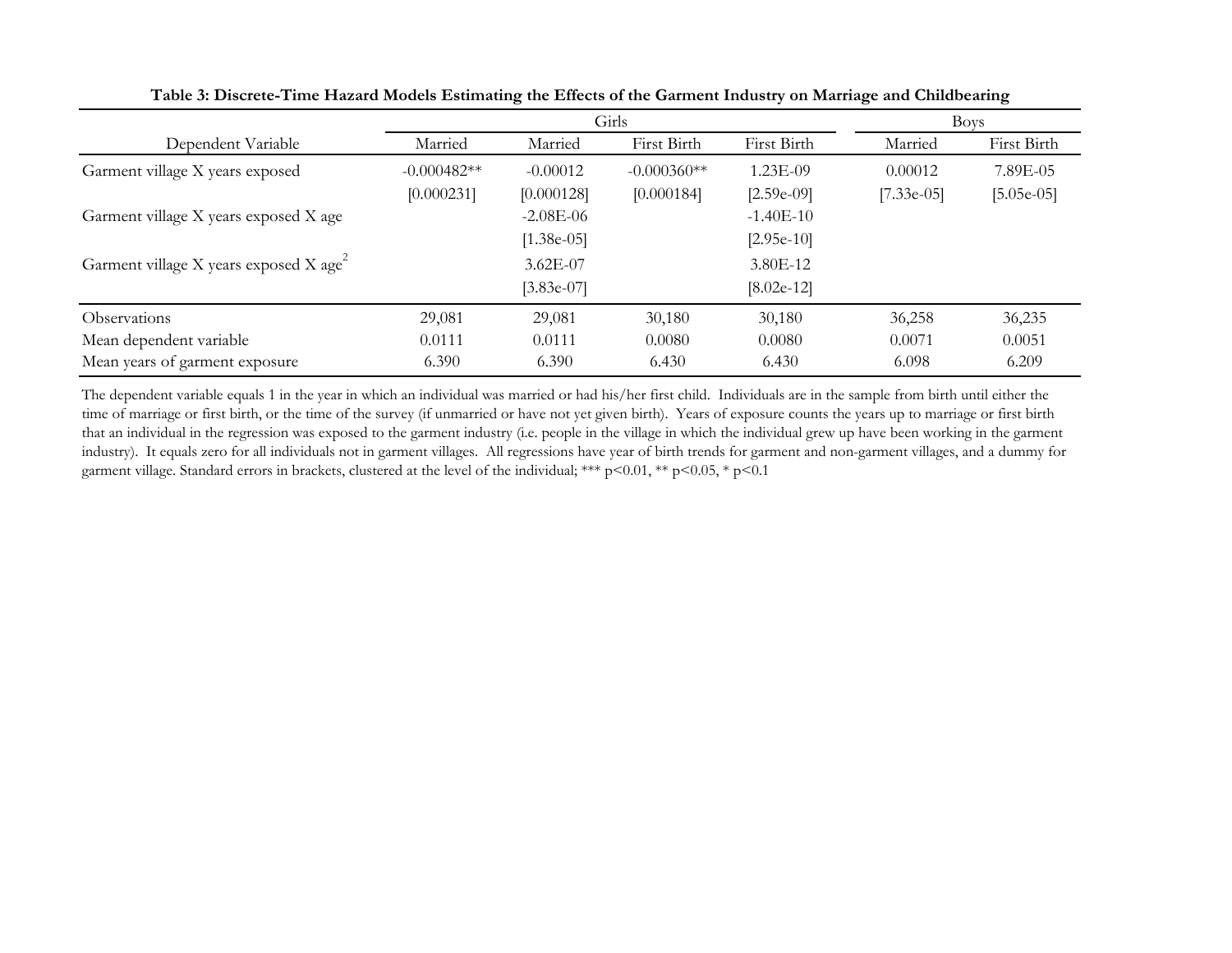**Table 3: Discrete-Time Hazard Models Estimating the Effects of the Garment Industry on Marriage and Childbearing**

| | Girls | | | | Boys | |
|---|---|---|---|---|---|---|
| Dependent Variable | Married | Married | First Birth | First Birth | Married | First Birth |
| Garment village X years exposed | -0.000482** | -0.00012 | -0.000360** | 1.23E-09 | 0.00012 | 7.89E-05 |
| | [0.000231] | [0.000128] | [0.000184] | [2.59e-09] | [7.33e-05] | [5.05e-05] |
| Garment village X years exposed X age | | -2.08E-06 | | -1.40E-10 | | |
| | | [1.38e-05] | | [2.95e-10] | | |
| Garment village X years exposed X age$^2$ | | 3.62E-07 | | 3.80E-12 | | |
| | | [3.83e-07] | | [8.02e-12] | | |
| Observations | 29,081 | 29,081 | 30,180 | 30,180 | 36,258 | 36,235 |
| Mean dependent variable | 0.0111 | 0.0111 | 0.0080 | 0.0080 | 0.0071 | 0.0051 |
| Mean years of garment exposure | 6.390 | 6.390 | 6.430 | 6.430 | 6.098 | 6.209 |

The dependent variable equals 1 in the year in which an individual was married or had his/her first child. Individuals are in the sample from birth until either the time of marriage or first birth, or the time of the survey (if unmarried or have not yet given birth). Years of exposure counts the years up to marriage or first birth that an individual in the regression was exposed to the garment industry (i.e. people in the village in which the individual grew up have been working in the garment industry). It equals zero for all individuals not in garment villages. All regressions have year of birth trends for garment and non-garment villages, and a dummy for garment village. Standard errors in brackets, clustered at the level of the individual; *** $p<0.01$, ** $p<0.05$, * $p<0.1$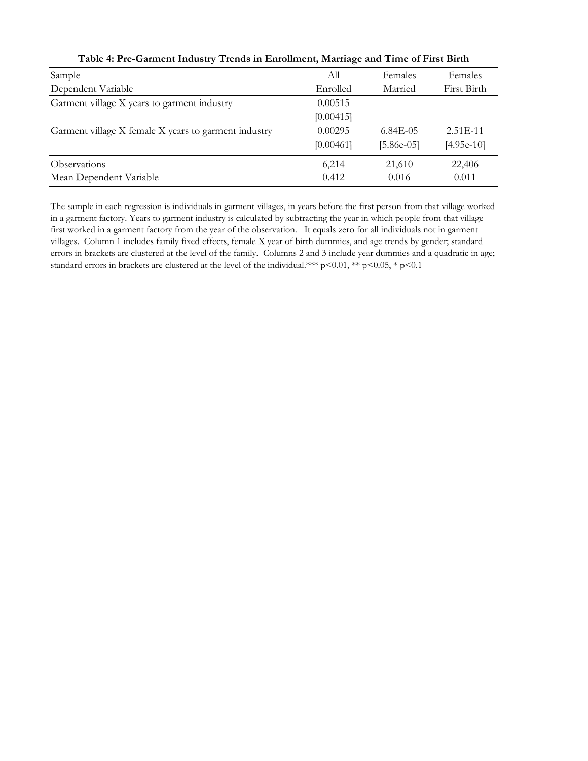**Table 4: Pre-Garment Industry Trends in Enrollment, Marriage and Time of First Birth**

| Sample | All | Females | Females |
|---|---|---|---|
| Dependent Variable | Enrolled | Married | First Birth |
| Garment village X years to garment industry | 0.00515 | | |
| | [0.00415] | | |
| Garment village X female X years to garment industry | 0.00295 | 6.84E-05 | 2.51E-11 |
| | [0.00461] | [5.86e-05] | [4.95e-10] |
| Observations | 6,214 | 21,610 | 22,406 |
| Mean Dependent Variable | 0.412 | 0.016 | 0.011 |

The sample in each regression is individuals in garment villages, in years before the first person from that village worked in a garment factory. Years to garment industry is calculated by subtracting the year in which people from that village first worked in a garment factory from the year of the observation. It equals zero for all individuals not in garment villages. Column 1 includes family fixed effects, female X year of birth dummies, and age trends by gender; standard errors in brackets are clustered at the level of the family. Columns 2 and 3 include year dummies and a quadratic in age; standard errors in brackets are clustered at the level of the individual.*** $p<0.01$, ** $p<0.05$, * $p<0.1$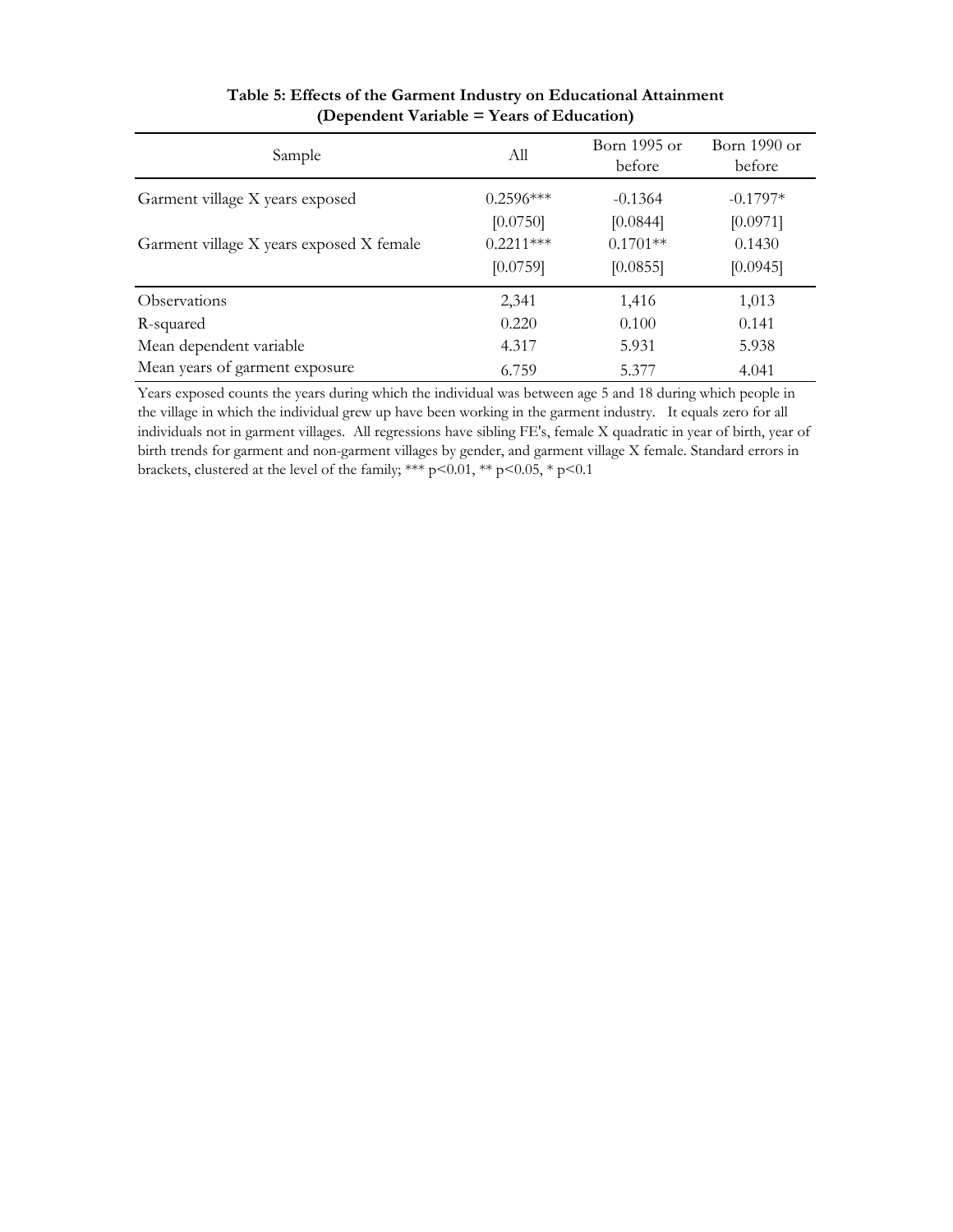**Table 5: Effects of the Garment Industry on Educational Attainment (Dependent Variable = Years of Education)**

| Sample | All | Born 1995 or before | Born 1990 or before |
|---|---|---|---|
| Garment village X years exposed | 0.2596*** | -0.1364 | -0.1797* |
| | [0.0750] | [0.0844] | [0.0971] |
| Garment village X years exposed X female | 0.2211*** | 0.1701** | 0.1430 |
| | [0.0759] | [0.0855] | [0.0945] |
| Observations | 2,341 | 1,416 | 1,013 |
| R-squared | 0.220 | 0.100 | 0.141 |
| Mean dependent variable | 4.317 | 5.931 | 5.938 |
| Mean years of garment exposure | 6.759 | 5.377 | 4.041 |

Years exposed counts the years during which the individual was between age 5 and 18 during which people in the village in which the individual grew up have been working in the garment industry. It equals zero for all individuals not in garment villages. All regressions have sibling FE's, female X quadratic in year of birth, year of birth trends for garment and non-garment villages by gender, and garment village X female. Standard errors in brackets, clustered at the level of the family; *** p<0.01, ** p<0.05, * p<0.1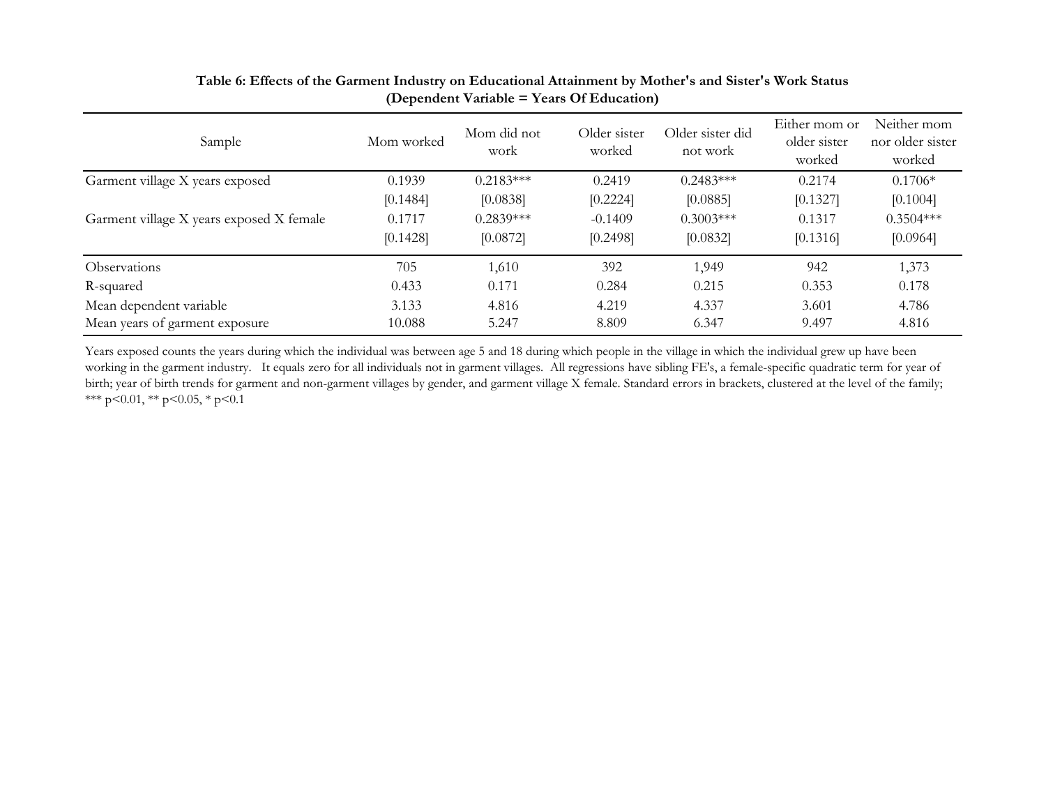**Table 6: Effects of the Garment Industry on Educational Attainment by Mother's and Sister's Work Status (Dependent Variable = Years Of Education)**

| Sample | Mom worked | Mom did not work | Older sister worked | Older sister did not work | Either mom or older sister worked | Neither mom nor older sister worked |
|---|---|---|---|---|---|---|
| Garment village X years exposed | 0.1939 | 0.2183*** | 0.2419 | 0.2483*** | 0.2174 | 0.1706* |
| | [0.1484] | [0.0838] | [0.2224] | [0.0885] | [0.1327] | [0.1004] |
| Garment village X years exposed X female | 0.1717 | 0.2839*** | -0.1409 | 0.3003*** | 0.1317 | 0.3504*** |
| | [0.1428] | [0.0872] | [0.2498] | [0.0832] | [0.1316] | [0.0964] |
| Observations | 705 | 1,610 | 392 | 1,949 | 942 | 1,373 |
| R-squared | 0.433 | 0.171 | 0.284 | 0.215 | 0.353 | 0.178 |
| Mean dependent variable | 3.133 | 4.816 | 4.219 | 4.337 | 3.601 | 4.786 |
| Mean years of garment exposure | 10.088 | 5.247 | 8.809 | 6.347 | 9.497 | 4.816 |

Years exposed counts the years during which the individual was between age 5 and 18 during which people in the village in which the individual grew up have been working in the garment industry. It equals zero for all individuals not in garment villages. All regressions have sibling FE's, a female-specific quadratic term for year of birth; year of birth trends for garment and non-garment villages by gender, and garment village X female. Standard errors in brackets, clustered at the level of the family; *** $p<0.01$, ** $p<0.05$, * $p<0.1$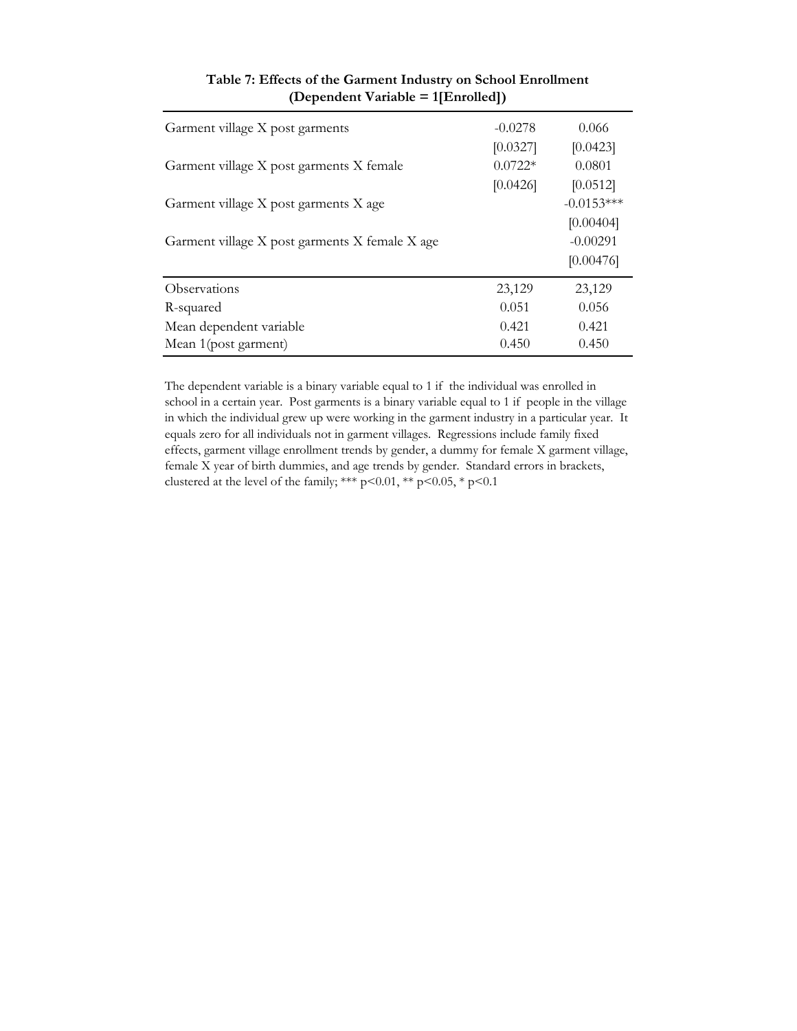**Table 7: Effects of the Garment Industry on School Enrollment (Dependent Variable = 1[Enrolled])**

| | (1) | (2) |
|---|---|---|
| Garment village X post garments | -0.0278 | 0.066 |
| | [0.0327] | [0.0423] |
| Garment village X post garments X female | 0.0722* | 0.0801 |
| | [0.0426] | [0.0512] |
| Garment village X post garments X age | | -0.0153*** |
| | | [0.00404] |
| Garment village X post garments X female X age | | -0.00291 |
| | | [0.00476] |
| Observations | 23,129 | 23,129 |
| R-squared | 0.051 | 0.056 |
| Mean dependent variable | 0.421 | 0.421 |
| Mean 1(post garment) | 0.450 | 0.450 |

The dependent variable is a binary variable equal to 1 if the individual was enrolled in school in a certain year. Post garments is a binary variable equal to 1 if people in the village in which the individual grew up were working in the garment industry in a particular year. It equals zero for all individuals not in garment villages. Regressions include family fixed effects, garment village enrollment trends by gender, a dummy for female X garment village, female X year of birth dummies, and age trends by gender. Standard errors in brackets, clustered at the level of the family; *** $p<0.01$, ** $p<0.05$, * $p<0.1$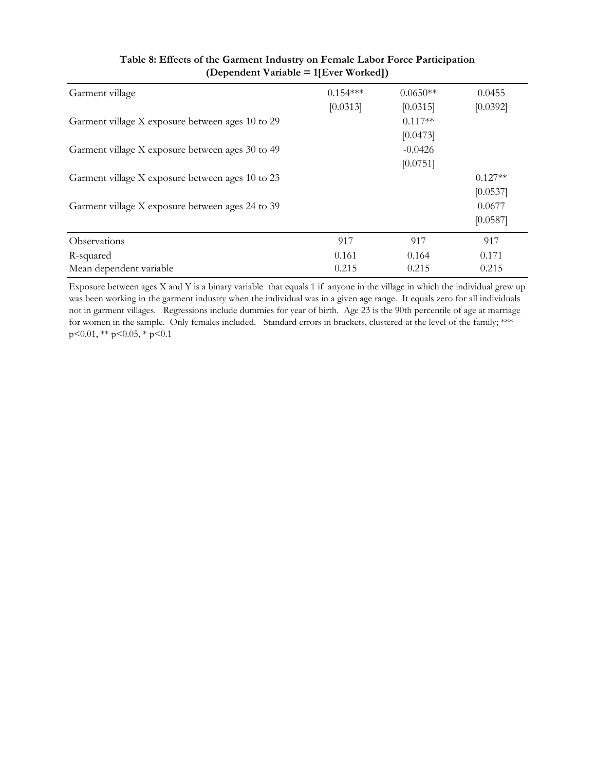**Table 8: Effects of the Garment Industry on Female Labor Force Participation (Dependent Variable = 1[Ever Worked])**

| | | | |
|---|---|---|---|
| Garment village | 0.154*** | 0.0650** | 0.0455 |
| | [0.0313] | [0.0315] | [0.0392] |
| Garment village X exposure between ages 10 to 29 | | 0.117** | |
| | | [0.0473] | |
| Garment village X exposure between ages 30 to 49 | | -0.0426 | |
| | | [0.0751] | |
| Garment village X exposure between ages 10 to 23 | | | 0.127** |
| | | | [0.0537] |
| Garment village X exposure between ages 24 to 39 | | | 0.0677 |
| | | | [0.0587] |
| Observations | 917 | 917 | 917 |
| R-squared | 0.161 | 0.164 | 0.171 |
| Mean dependent variable | 0.215 | 0.215 | 0.215 |

Exposure between ages X and Y is a binary variable that equals 1 if anyone in the village in which the individual grew up was been working in the garment industry when the individual was in a given age range. It equals zero for all individuals not in garment villages. Regressions include dummies for year of birth. Age 23 is the 90th percentile of age at marriage for women in the sample. Only females included. Standard errors in brackets, clustered at the level of the family; *** p<0.01, ** p<0.05, * p<0.1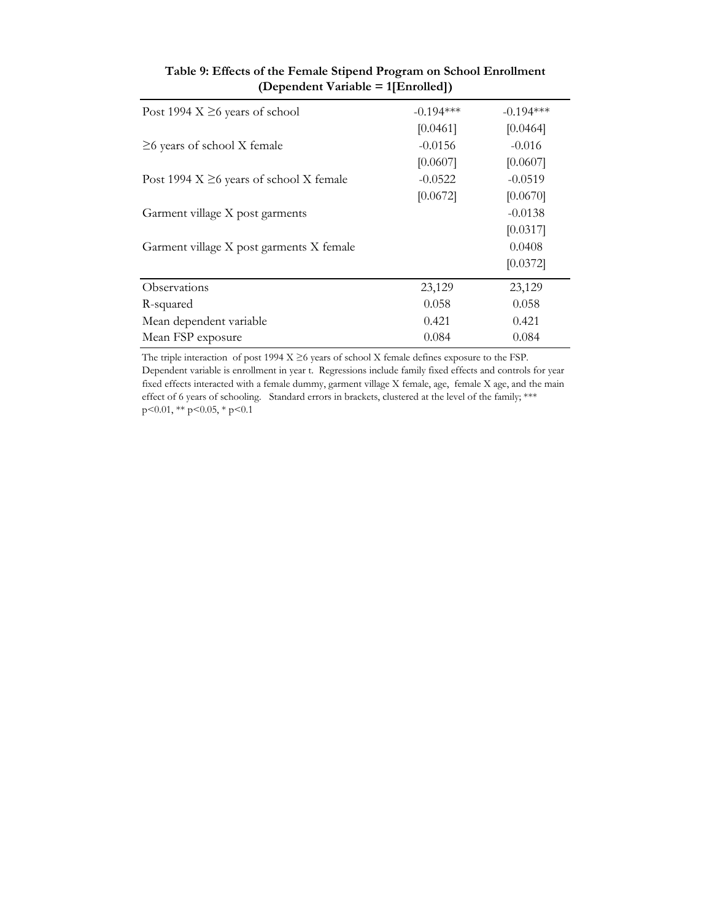**Table 9: Effects of the Female Stipend Program on School Enrollment (Dependent Variable = 1[Enrolled])**

| | | |
|---|---|---|
| Post 1994 X ≥6 years of school | -0.194*** | -0.194*** |
| | [0.0461] | [0.0464] |
| ≥6 years of school X female | -0.0156 | -0.016 |
| | [0.0607] | [0.0607] |
| Post 1994 X ≥6 years of school X female | -0.0522 | -0.0519 |
| | [0.0672] | [0.0670] |
| Garment village X post garments | | -0.0138 |
| | | [0.0317] |
| Garment village X post garments X female | | 0.0408 |
| | | [0.0372] |
| Observations | 23,129 | 23,129 |
| R-squared | 0.058 | 0.058 |
| Mean dependent variable | 0.421 | 0.421 |
| Mean FSP exposure | 0.084 | 0.084 |

The triple interaction of post 1994 X ≥6 years of school X female defines exposure to the FSP. Dependent variable is enrollment in year t. Regressions include family fixed effects and controls for year fixed effects interacted with a female dummy, garment village X female, age, female X age, and the main effect of 6 years of schooling. Standard errors in brackets, clustered at the level of the family; *** p<0.01, ** p<0.05, * p<0.1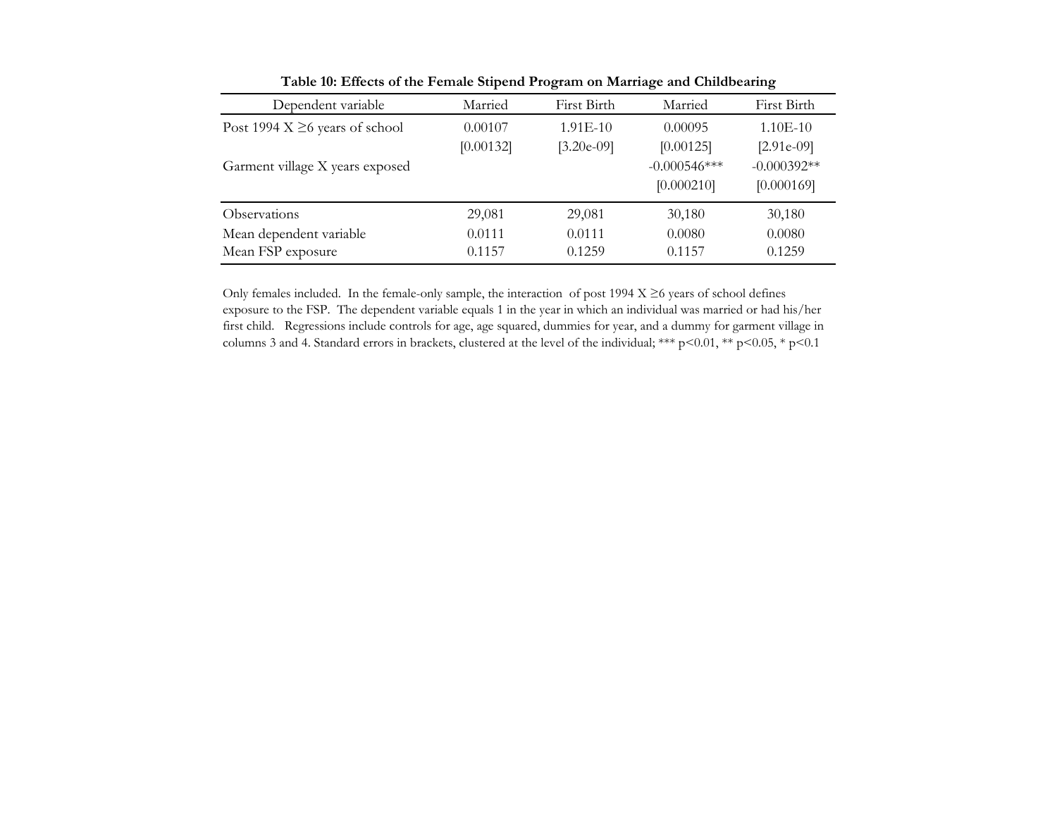**Table 10: Effects of the Female Stipend Program on Marriage and Childbearing**

| Dependent variable | Married | First Birth | Married | First Birth |
|---|---|---|---|---|
| Post 1994 X ≥6 years of school | 0.00107 | 1.91E-10 | 0.00095 | 1.10E-10 |
| | [0.00132] | [3.20e-09] | [0.00125] | [2.91e-09] |
| Garment village X years exposed | | | -0.000546*** | -0.000392** |
| | | | [0.000210] | [0.000169] |
| Observations | 29,081 | 29,081 | 30,180 | 30,180 |
| Mean dependent variable | 0.0111 | 0.0111 | 0.0080 | 0.0080 |
| Mean FSP exposure | 0.1157 | 0.1259 | 0.1157 | 0.1259 |

Only females included. In the female-only sample, the interaction of post 1994 X ≥6 years of school defines exposure to the FSP. The dependent variable equals 1 in the year in which an individual was married or had his/her first child. Regressions include controls for age, age squared, dummies for year, and a dummy for garment village in columns 3 and 4. Standard errors in brackets, clustered at the level of the individual; *** $p<0.01$, ** $p<0.05$, * $p<0.1$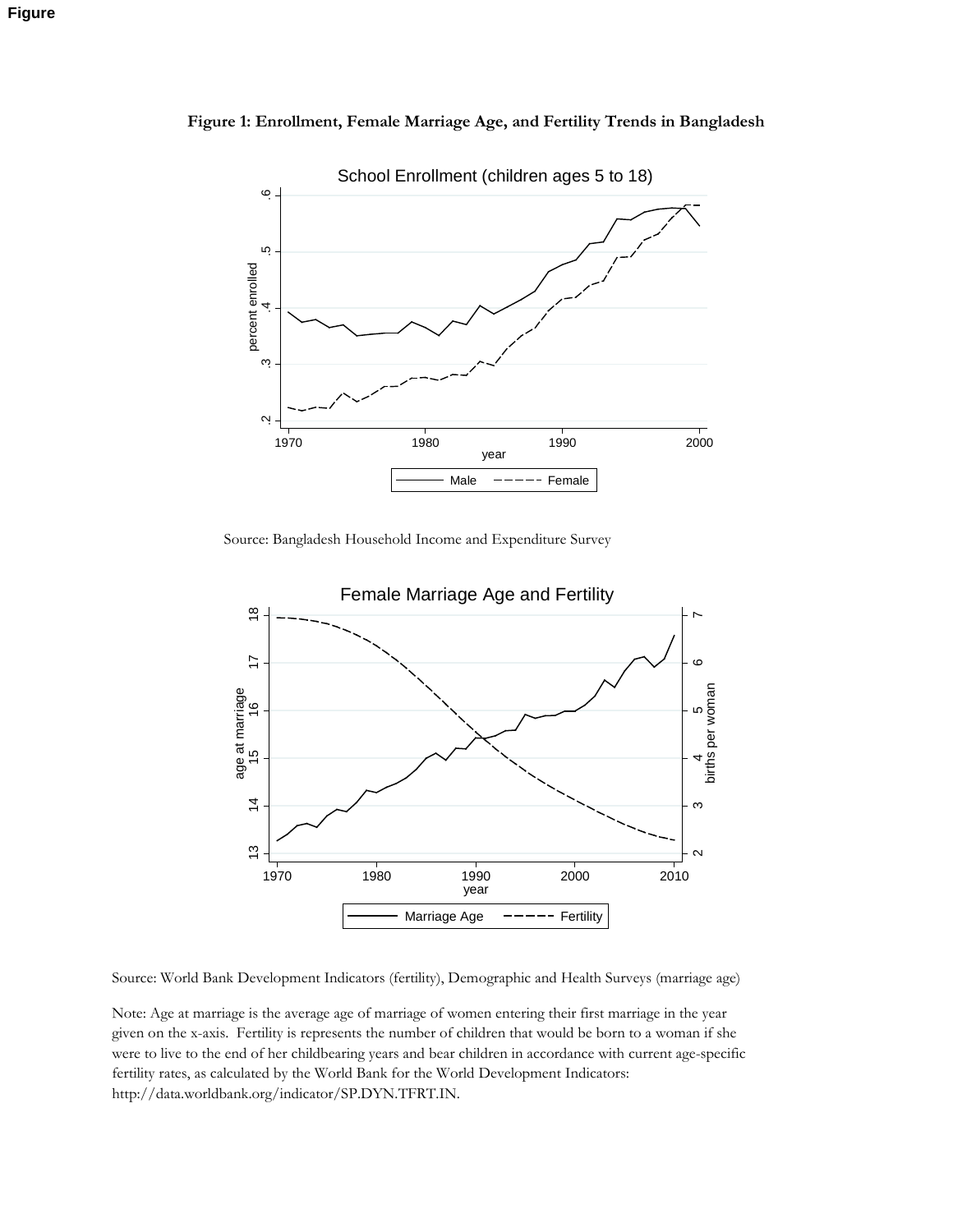**Figure**

**Figure 1: Enrollment, Female Marriage Age, and Fertility Trends in Bangladesh**

Source: Bangladesh Household Income and Expenditure Survey

Source: World Bank Development Indicators (fertility), Demographic and Health Surveys (marriage age)

Note: Age at marriage is the average age of marriage of women entering their first marriage in the year given on the x-axis. Fertility is represents the number of children that would be born to a woman if she were to live to the end of her childbearing years and bear children in accordance with current age-specific fertility rates, as calculated by the World Bank for the World Development Indicators: http://data.worldbank.org/indicator/SP.DYN.TFRT.IN.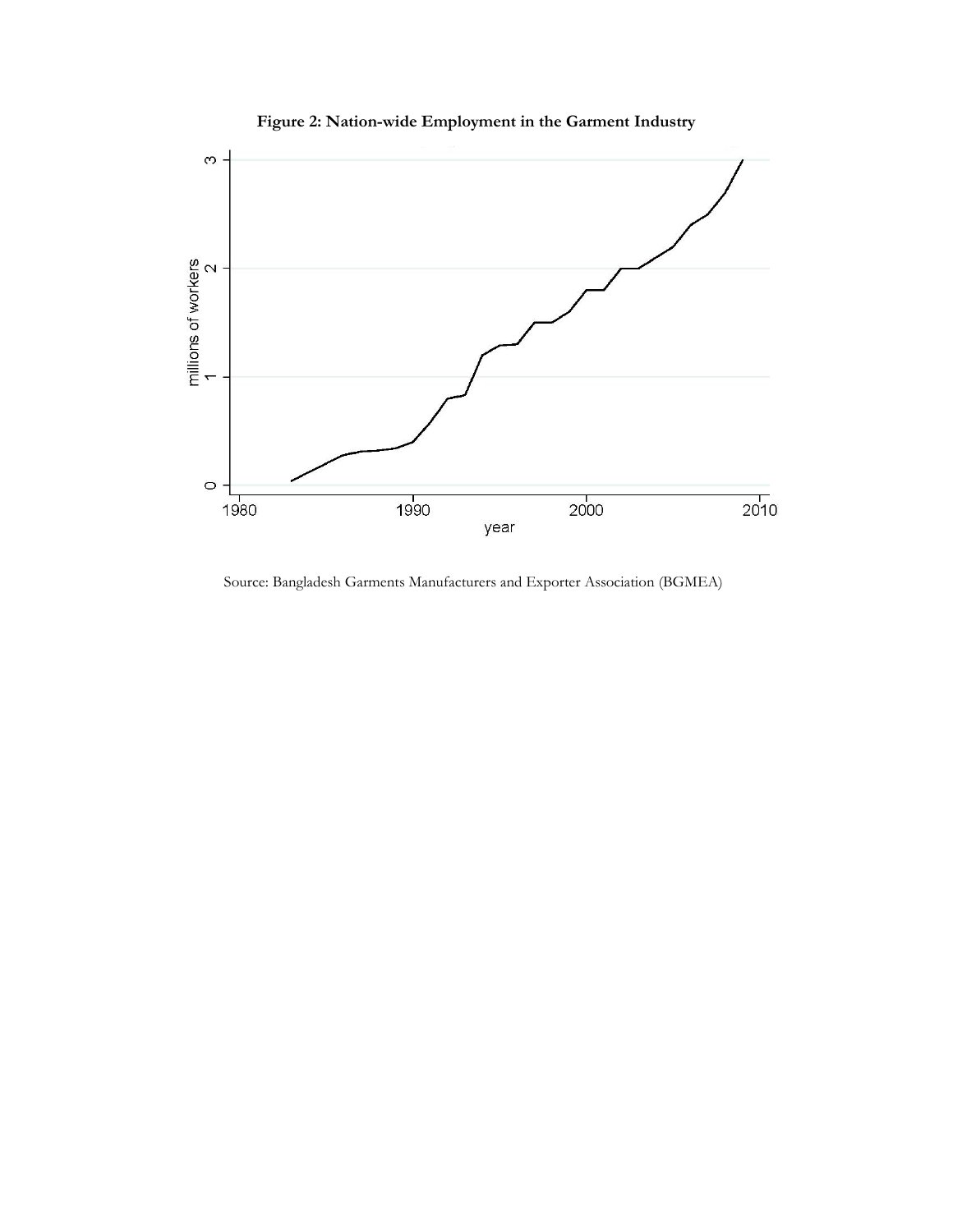**Figure 2: Nation-wide Employment in the Garment Industry**

Source: Bangladesh Garments Manufacturers and Exporter Association (BGMEA)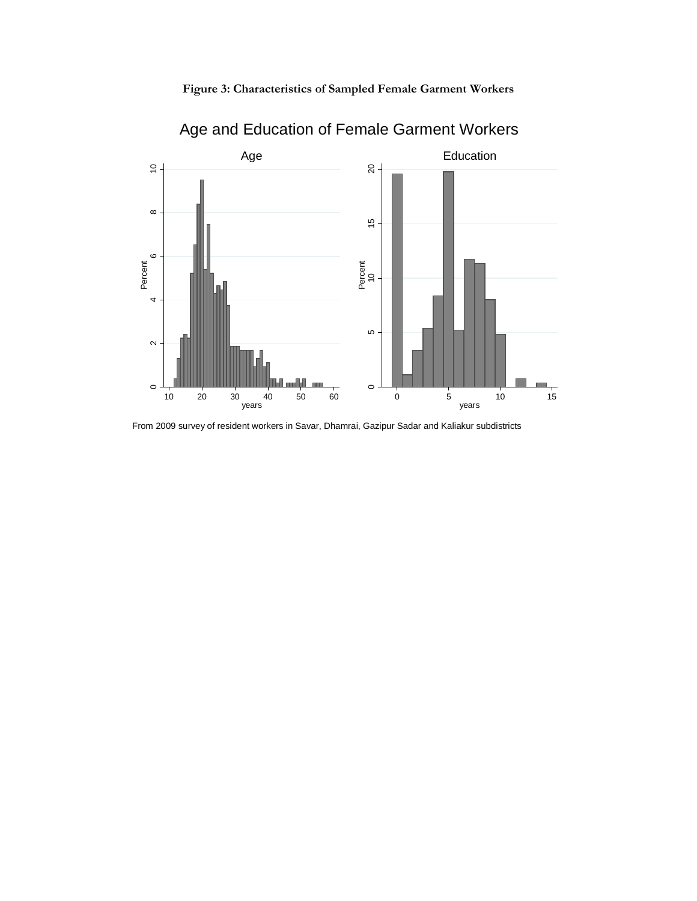**Figure 3: Characteristics of Sampled Female Garment Workers**

From 2009 survey of resident workers in Savar, Dhamrai, Gazipur Sadar and Kaliakur subdistricts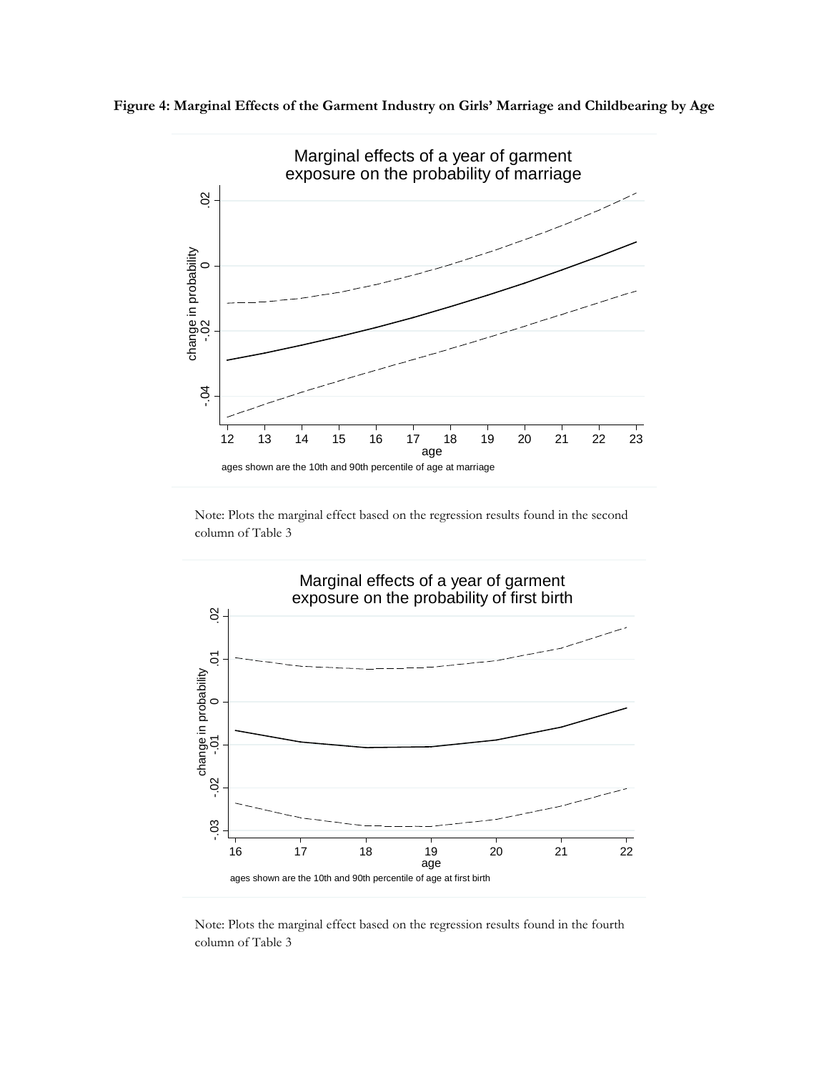**Figure 4: Marginal Effects of the Garment Industry on Girls' Marriage and Childbearing by Age**

Note: Plots the marginal effect based on the regression results found in the second column of Table 3

Note: Plots the marginal effect based on the regression results found in the fourth column of Table 3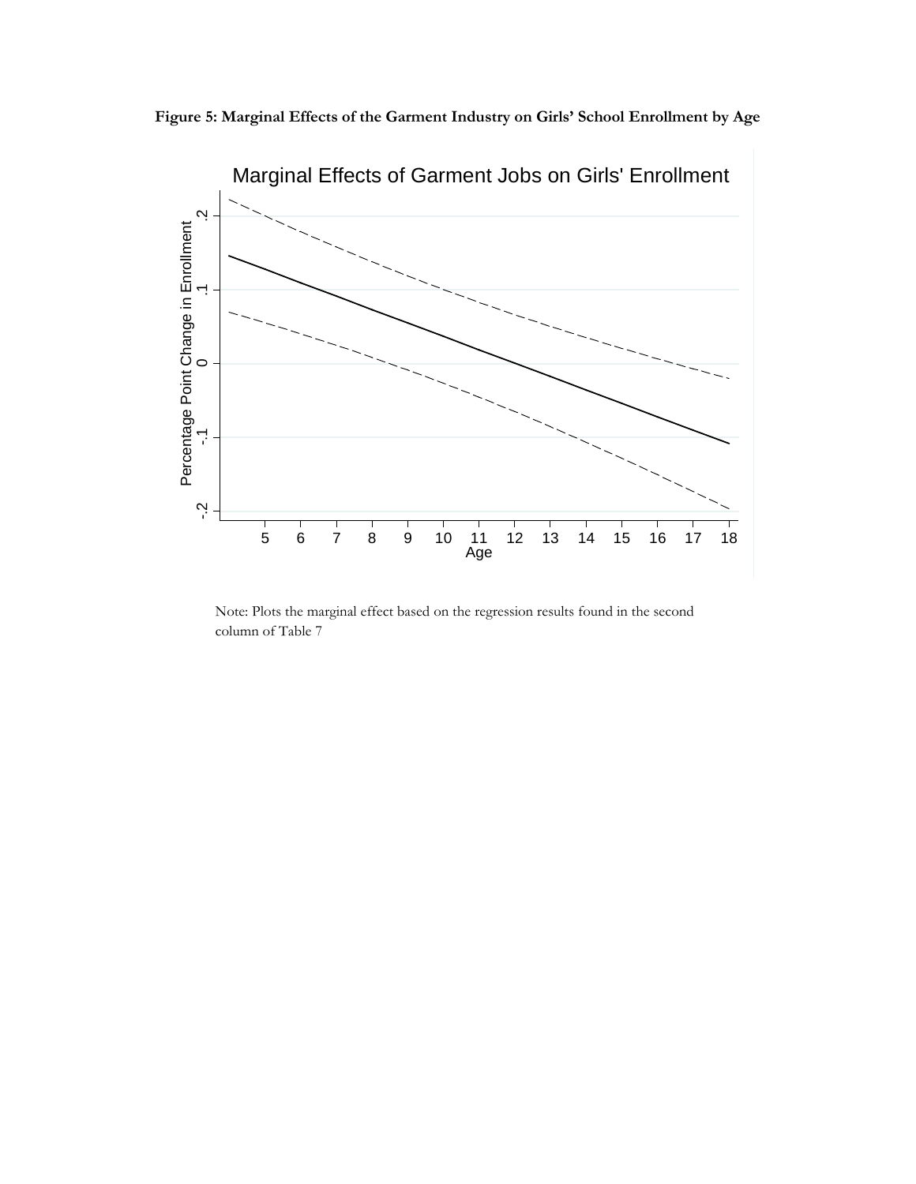**Figure 5: Marginal Effects of the Garment Industry on Girls' School Enrollment by Age**

Marginal Effects of Garment Jobs on Girls' Enrollment

Percentage Point Change in Enrollment

-.2
-.1
0
.1
.2

5 6 7 8 9 10 11 12 13 14 15 16 17 18

Age

Note: Plots the marginal effect based on the regression results found in the second column of Table 7